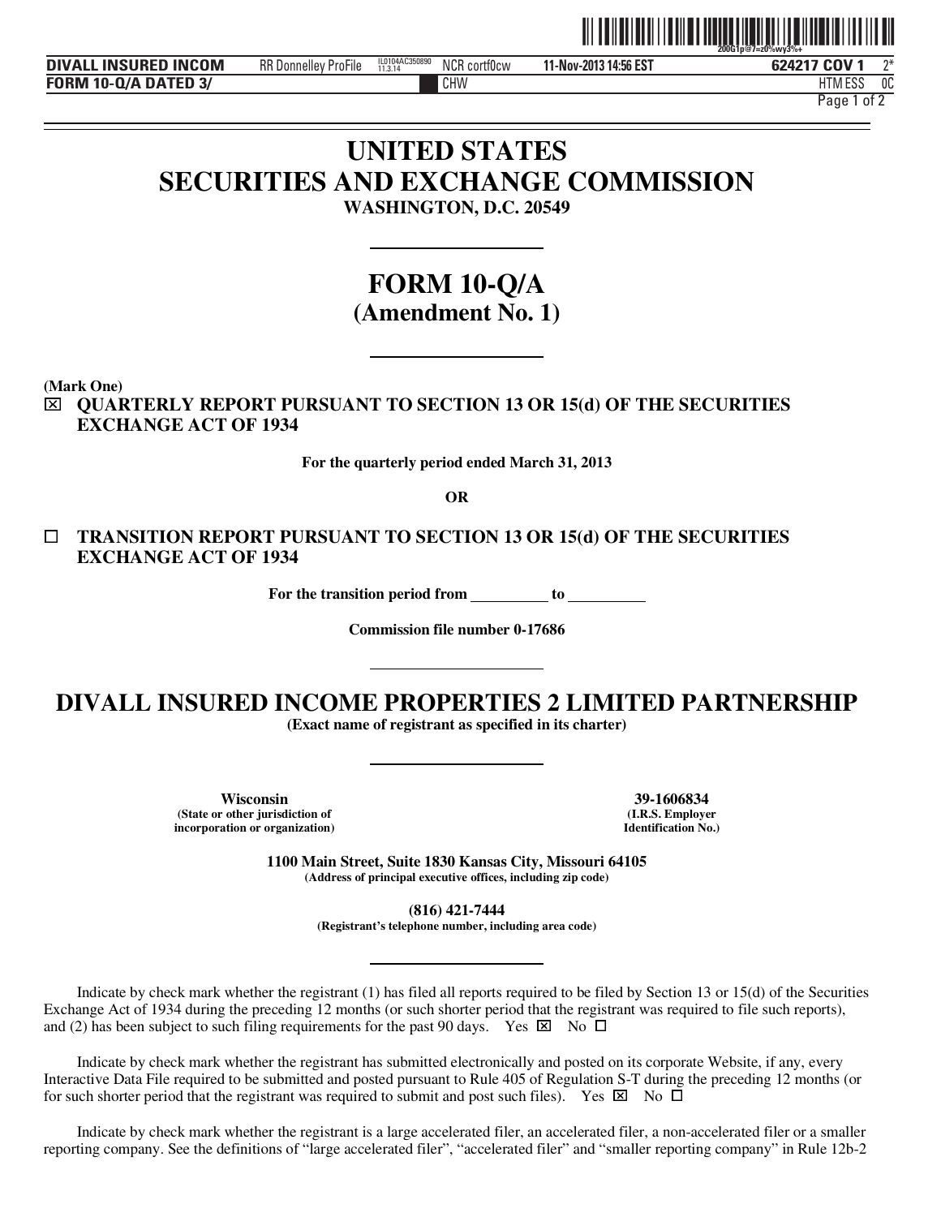# UNITED STATES
# SECURITIES AND EXCHANGE COMMISSION
**WASHINGTON, D.C. 20549**

---

# FORM 10-Q/A
## (Amendment No. 1)

---

**(Mark One)**

☒ **QUARTERLY REPORT PURSUANT TO SECTION 13 OR 15(d) OF THE SECURITIES EXCHANGE ACT OF 1934**

**For the quarterly period ended March 31, 2013**

**OR**

☐ **TRANSITION REPORT PURSUANT TO SECTION 13 OR 15(d) OF THE SECURITIES EXCHANGE ACT OF 1934**

**For the transition period from __________ to __________**

**Commission file number 0-17686**

---

# DIVALL INSURED INCOME PROPERTIES 2 LIMITED PARTNERSHIP
**(Exact name of registrant as specified in its charter)**

---

| **Wisconsin** | **39-1606834** |
|---|---|
| **(State or other jurisdiction of incorporation or organization)** | **(I.R.S. Employer Identification No.)** |

**1100 Main Street, Suite 1830 Kansas City, Missouri 64105**
**(Address of principal executive offices, including zip code)**

**(816) 421-7444**
**(Registrant's telephone number, including area code)**

---

Indicate by check mark whether the registrant (1) has filed all reports required to be filed by Section 13 or 15(d) of the Securities Exchange Act of 1934 during the preceding 12 months (or such shorter period that the registrant was required to file such reports), and (2) has been subject to such filing requirements for the past 90 days. Yes ☒ No ☐

Indicate by check mark whether the registrant has submitted electronically and posted on its corporate Website, if any, every Interactive Data File required to be submitted and posted pursuant to Rule 405 of Regulation S-T during the preceding 12 months (or for such shorter period that the registrant was required to submit and post such files). Yes ☒ No ☐

Indicate by check mark whether the registrant is a large accelerated filer, an accelerated filer, a non-accelerated filer or a smaller reporting company. See the definitions of "large accelerated filer", "accelerated filer" and "smaller reporting company" in Rule 12b-2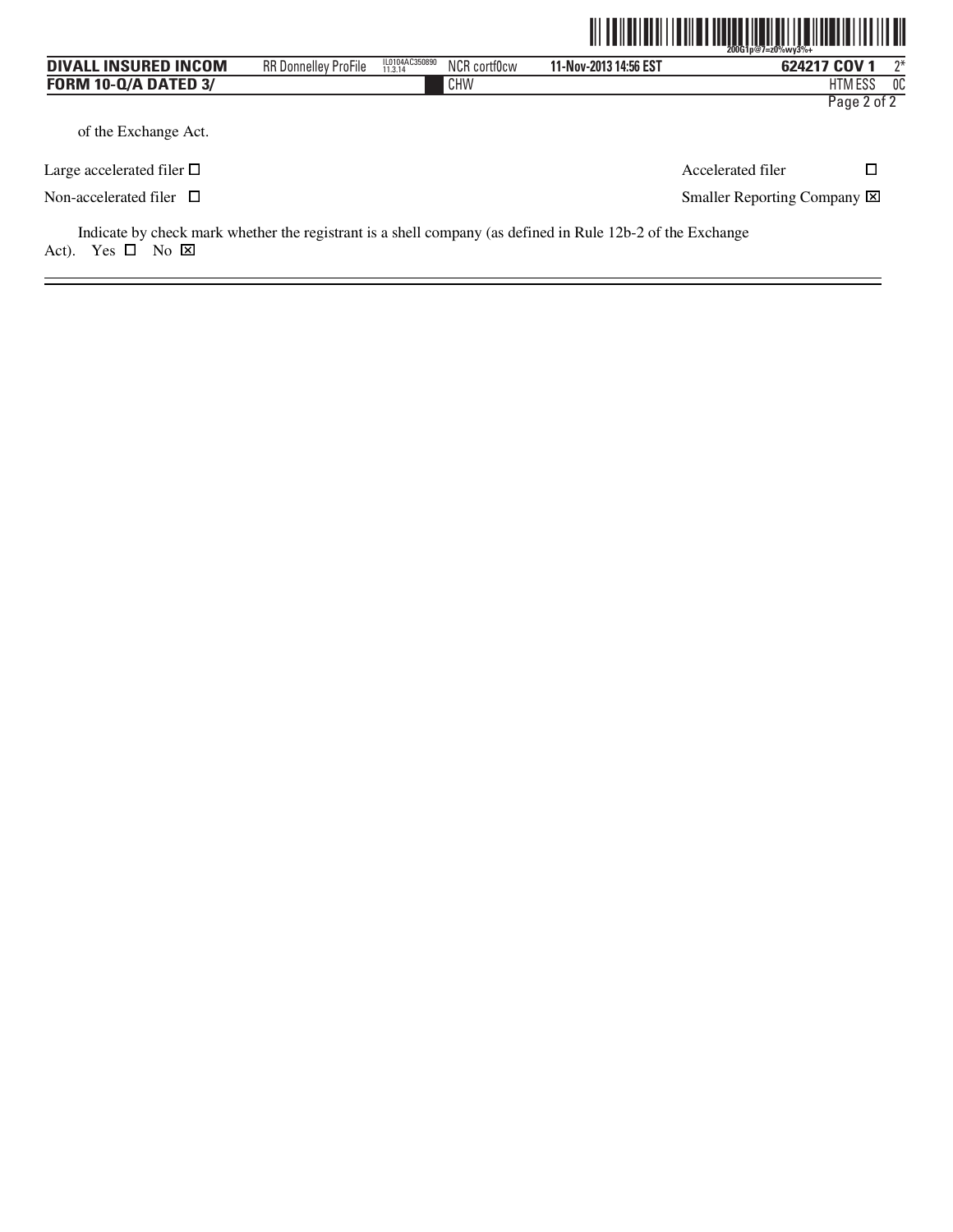of the Exchange Act.

| | |
|---|---|
| Large accelerated filer ☐ | Accelerated filer ☐ |
| Non-accelerated filer ☐ | Smaller Reporting Company ☒ |

Indicate by check mark whether the registrant is a shell company (as defined in Rule 12b-2 of the Exchange Act). Yes ☐ No ☒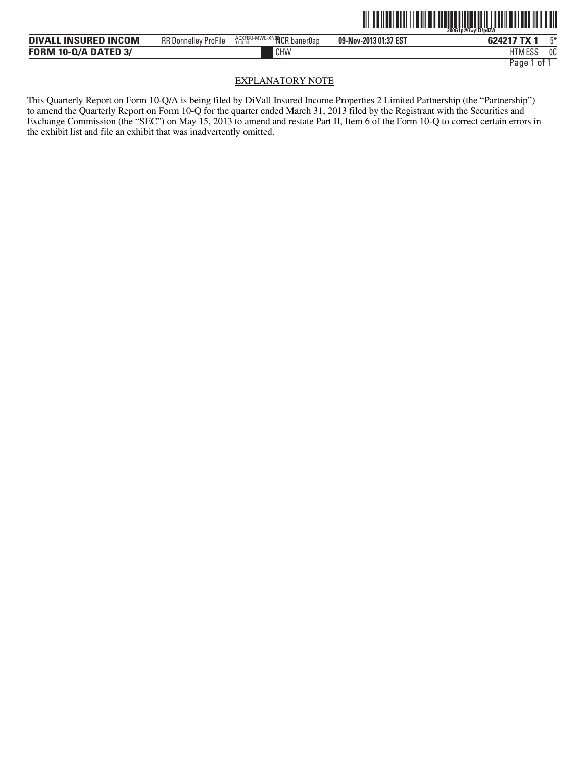## EXPLANATORY NOTE

This Quarterly Report on Form 10-Q/A is being filed by DiVall Insured Income Properties 2 Limited Partnership (the "Partnership") to amend the Quarterly Report on Form 10-Q for the quarter ended March 31, 2013 filed by the Registrant with the Securities and Exchange Commission (the "SEC") on May 15, 2013 to amend and restate Part II, Item 6 of the Form 10-Q to correct certain errors in the exhibit list and file an exhibit that was inadvertently omitted.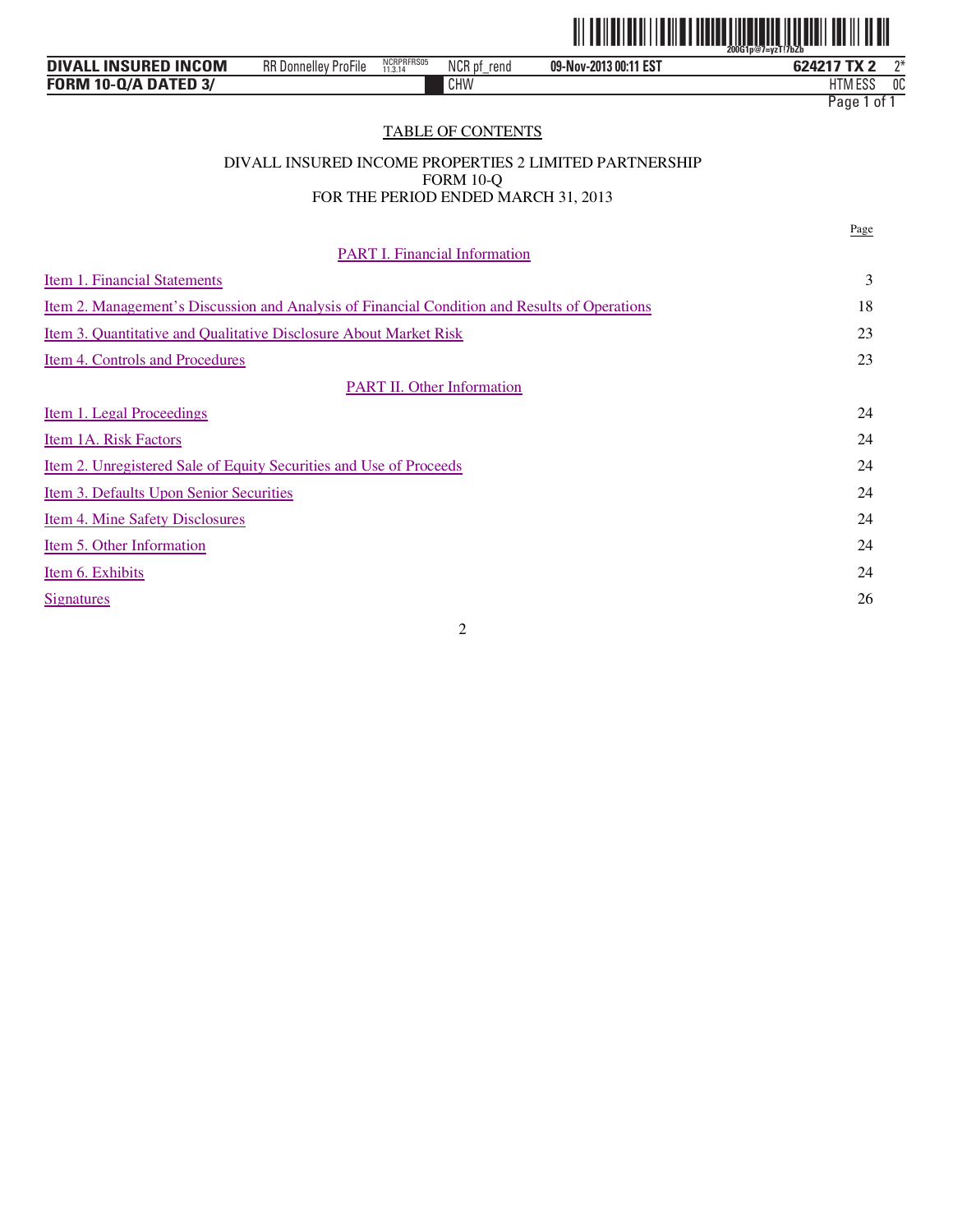TABLE OF CONTENTS

DIVALL INSURED INCOME PROPERTIES 2 LIMITED PARTNERSHIP
FORM 10-Q
FOR THE PERIOD ENDED MARCH 31, 2013

| | Page |
|---|---|
| PART I. Financial Information | |
| Item 1. Financial Statements | 3 |
| Item 2. Management's Discussion and Analysis of Financial Condition and Results of Operations | 18 |
| Item 3. Quantitative and Qualitative Disclosure About Market Risk | 23 |
| Item 4. Controls and Procedures | 23 |
| PART II. Other Information | |
| Item 1. Legal Proceedings | 24 |
| Item 1A. Risk Factors | 24 |
| Item 2. Unregistered Sale of Equity Securities and Use of Proceeds | 24 |
| Item 3. Defaults Upon Senior Securities | 24 |
| Item 4. Mine Safety Disclosures | 24 |
| Item 5. Other Information | 24 |
| Item 6. Exhibits | 24 |
| Signatures | 26 |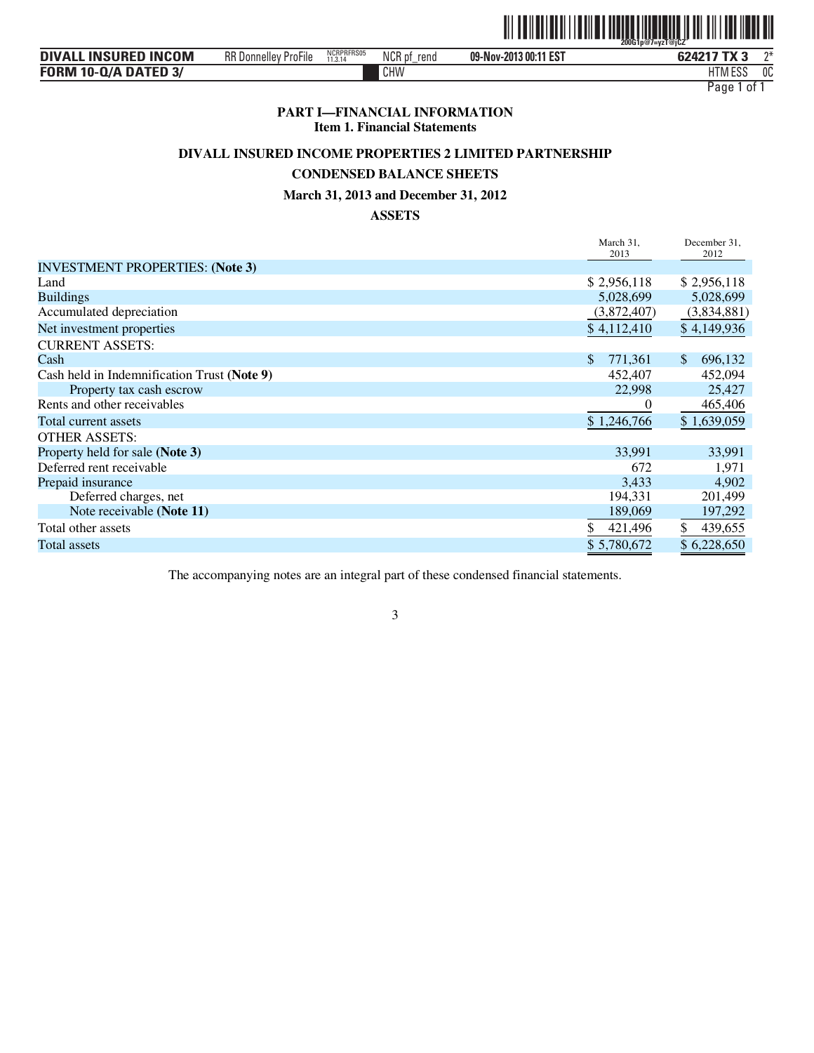# PART I—FINANCIAL INFORMATION

## Item 1. Financial Statements

## DIVALL INSURED INCOME PROPERTIES 2 LIMITED PARTNERSHIP

## CONDENSED BALANCE SHEETS

## March 31, 2013 and December 31, 2012

## ASSETS

| | March 31, 2013 | December 31, 2012 |
|---|---|---|
| INVESTMENT PROPERTIES: **(Note 3)** | | |
| Land | $ 2,956,118 | $ 2,956,118 |
| Buildings | 5,028,699 | 5,028,699 |
| Accumulated depreciation | (3,872,407) | (3,834,881) |
| Net investment properties | $ 4,112,410 | $ 4,149,936 |
| CURRENT ASSETS: | | |
| Cash | $ 771,361 | $ 696,132 |
| Cash held in Indemnification Trust **(Note 9)** | 452,407 | 452,094 |
| Property tax cash escrow | 22,998 | 25,427 |
| Rents and other receivables | 0 | 465,406 |
| Total current assets | $ 1,246,766 | $ 1,639,059 |
| OTHER ASSETS: | | |
| Property held for sale **(Note 3)** | 33,991 | 33,991 |
| Deferred rent receivable | 672 | 1,971 |
| Prepaid insurance | 3,433 | 4,902 |
| Deferred charges, net | 194,331 | 201,499 |
| Note receivable **(Note 11)** | 189,069 | 197,292 |
| Total other assets | $ 421,496 | $ 439,655 |
| Total assets | $ 5,780,672 | $ 6,228,650 |

The accompanying notes are an integral part of these condensed financial statements.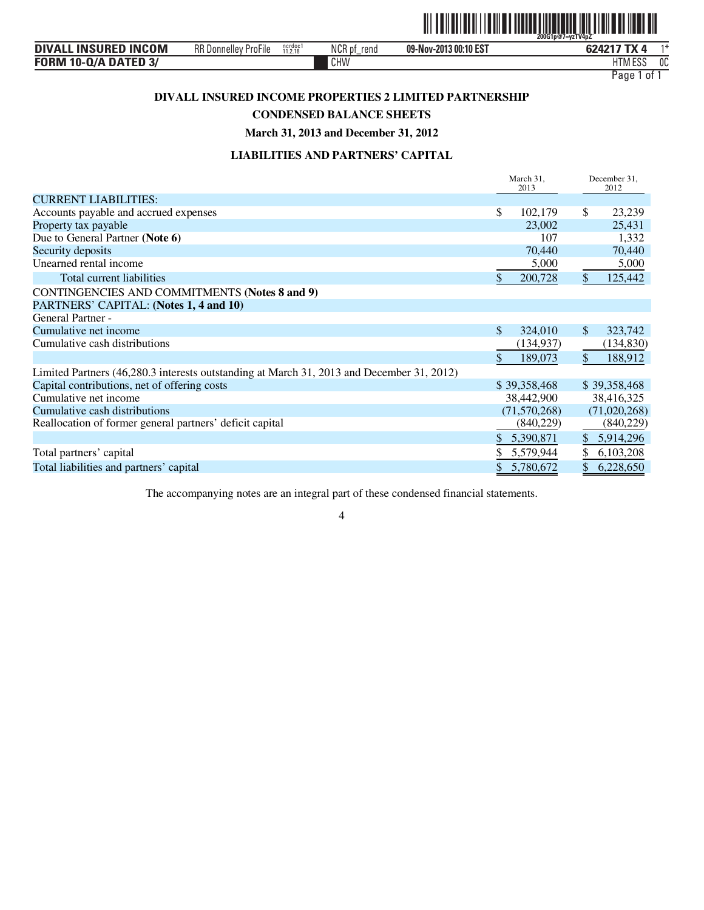# DIVALL INSURED INCOME PROPERTIES 2 LIMITED PARTNERSHIP

## CONDENSED BALANCE SHEETS

### March 31, 2013 and December 31, 2012

### LIABILITIES AND PARTNERS' CAPITAL

| | March 31, 2013 | December 31, 2012 |
|---|---|---|
| CURRENT LIABILITIES: | | |
| Accounts payable and accrued expenses | $ 102,179 | $ 23,239 |
| Property tax payable | 23,002 | 25,431 |
| Due to General Partner **(Note 6)** | 107 | 1,332 |
| Security deposits | 70,440 | 70,440 |
| Unearned rental income | 5,000 | 5,000 |
| Total current liabilities | $ 200,728 | $ 125,442 |
| CONTINGENCIES AND COMMITMENTS **(Notes 8 and 9)** | | |
| PARTNERS' CAPITAL: **(Notes 1, 4 and 10)** | | |
| General Partner - | | |
| Cumulative net income | $ 324,010 | $ 323,742 |
| Cumulative cash distributions | (134,937) | (134,830) |
| | $ 189,073 | $ 188,912 |
| Limited Partners (46,280.3 interests outstanding at March 31, 2013 and December 31, 2012) | | |
| Capital contributions, net of offering costs | $ 39,358,468 | $ 39,358,468 |
| Cumulative net income | 38,442,900 | 38,416,325 |
| Cumulative cash distributions | (71,570,268) | (71,020,268) |
| Reallocation of former general partners' deficit capital | (840,229) | (840,229) |
| | $ 5,390,871 | $ 5,914,296 |
| Total partners' capital | $ 5,579,944 | $ 6,103,208 |
| Total liabilities and partners' capital | $ 5,780,672 | $ 6,228,650 |

The accompanying notes are an integral part of these condensed financial statements.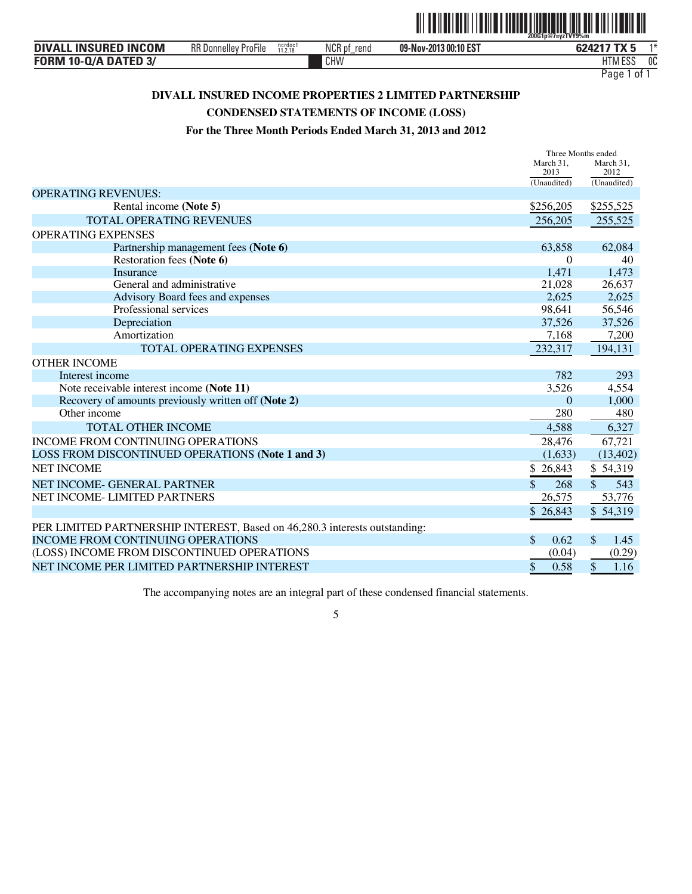# DIVALL INSURED INCOME PROPERTIES 2 LIMITED PARTNERSHIP

## CONDENSED STATEMENTS OF INCOME (LOSS)

### For the Three Month Periods Ended March 31, 2013 and 2012

| | Three Months ended March 31, 2013 (Unaudited) | Three Months ended March 31, 2012 (Unaudited) |
|---|---|---|
| OPERATING REVENUES: | | |
| Rental income **(Note 5)** | $256,205 | $255,525 |
| TOTAL OPERATING REVENUES | 256,205 | 255,525 |
| OPERATING EXPENSES | | |
| Partnership management fees **(Note 6)** | 63,858 | 62,084 |
| Restoration fees **(Note 6)** | 0 | 40 |
| Insurance | 1,471 | 1,473 |
| General and administrative | 21,028 | 26,637 |
| Advisory Board fees and expenses | 2,625 | 2,625 |
| Professional services | 98,641 | 56,546 |
| Depreciation | 37,526 | 37,526 |
| Amortization | 7,168 | 7,200 |
| TOTAL OPERATING EXPENSES | 232,317 | 194,131 |
| OTHER INCOME | | |
| Interest income | 782 | 293 |
| Note receivable interest income **(Note 11)** | 3,526 | 4,554 |
| Recovery of amounts previously written off **(Note 2)** | 0 | 1,000 |
| Other income | 280 | 480 |
| TOTAL OTHER INCOME | 4,588 | 6,327 |
| INCOME FROM CONTINUING OPERATIONS | 28,476 | 67,721 |
| LOSS FROM DISCONTINUED OPERATIONS **(Note 1 and 3)** | (1,633) | (13,402) |
| NET INCOME | $ 26,843 | $ 54,319 |
| NET INCOME- GENERAL PARTNER | $ 268 | $ 543 |
| NET INCOME- LIMITED PARTNERS | 26,575 | 53,776 |
| | $ 26,843 | $ 54,319 |
| PER LIMITED PARTNERSHIP INTEREST, Based on 46,280.3 interests outstanding: | | |
| INCOME FROM CONTINUING OPERATIONS | $ 0.62 | $ 1.45 |
| (LOSS) INCOME FROM DISCONTINUED OPERATIONS | (0.04) | (0.29) |
| NET INCOME PER LIMITED PARTNERSHIP INTEREST | $ 0.58 | $ 1.16 |

The accompanying notes are an integral part of these condensed financial statements.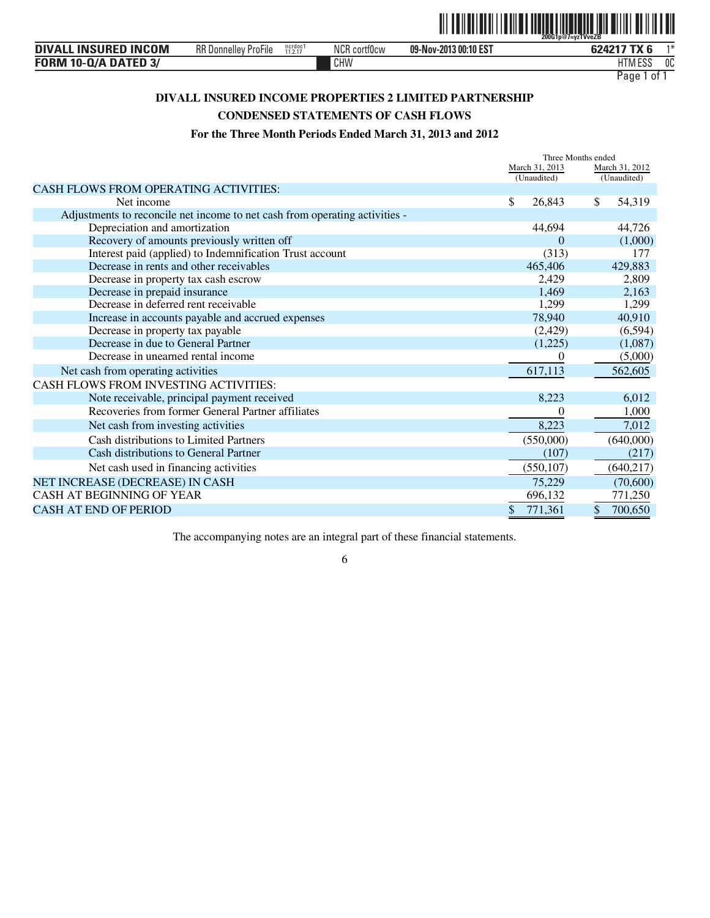# DIVALL INSURED INCOME PROPERTIES 2 LIMITED PARTNERSHIP

## CONDENSED STATEMENTS OF CASH FLOWS

### For the Three Month Periods Ended March 31, 2013 and 2012

| | Three Months ended March 31, 2013 (Unaudited) | Three Months ended March 31, 2012 (Unaudited) |
|---|---|---|
| CASH FLOWS FROM OPERATING ACTIVITIES: | | |
| Net income | $ 26,843 | $ 54,319 |
| Adjustments to reconcile net income to net cash from operating activities - | | |
| Depreciation and amortization | 44,694 | 44,726 |
| Recovery of amounts previously written off | 0 | (1,000) |
| Interest paid (applied) to Indemnification Trust account | (313) | 177 |
| Decrease in rents and other receivables | 465,406 | 429,883 |
| Decrease in property tax cash escrow | 2,429 | 2,809 |
| Decrease in prepaid insurance | 1,469 | 2,163 |
| Decrease in deferred rent receivable | 1,299 | 1,299 |
| Increase in accounts payable and accrued expenses | 78,940 | 40,910 |
| Decrease in property tax payable | (2,429) | (6,594) |
| Decrease in due to General Partner | (1,225) | (1,087) |
| Decrease in unearned rental income | 0 | (5,000) |
| Net cash from operating activities | 617,113 | 562,605 |
| CASH FLOWS FROM INVESTING ACTIVITIES: | | |
| Note receivable, principal payment received | 8,223 | 6,012 |
| Recoveries from former General Partner affiliates | 0 | 1,000 |
| Net cash from investing activities | 8,223 | 7,012 |
| Cash distributions to Limited Partners | (550,000) | (640,000) |
| Cash distributions to General Partner | (107) | (217) |
| Net cash used in financing activities | (550,107) | (640,217) |
| NET INCREASE (DECREASE) IN CASH | 75,229 | (70,600) |
| CASH AT BEGINNING OF YEAR | 696,132 | 771,250 |
| CASH AT END OF PERIOD | $ 771,361 | $ 700,650 |

The accompanying notes are an integral part of these financial statements.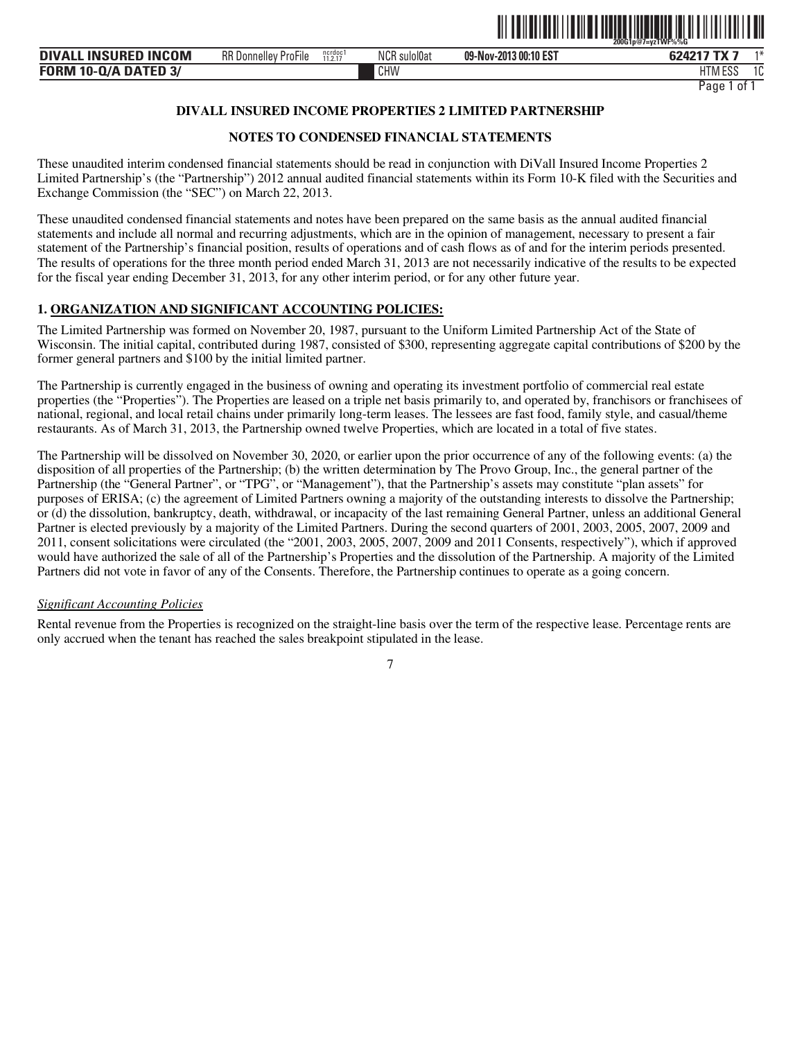## DIVALL INSURED INCOME PROPERTIES 2 LIMITED PARTNERSHIP

## NOTES TO CONDENSED FINANCIAL STATEMENTS

These unaudited interim condensed financial statements should be read in conjunction with DiVall Insured Income Properties 2 Limited Partnership's (the "Partnership") 2012 annual audited financial statements within its Form 10-K filed with the Securities and Exchange Commission (the "SEC") on March 22, 2013.

These unaudited condensed financial statements and notes have been prepared on the same basis as the annual audited financial statements and include all normal and recurring adjustments, which are in the opinion of management, necessary to present a fair statement of the Partnership's financial position, results of operations and of cash flows as of and for the interim periods presented. The results of operations for the three month period ended March 31, 2013 are not necessarily indicative of the results to be expected for the fiscal year ending December 31, 2013, for any other interim period, or for any other future year.

### 1. ORGANIZATION AND SIGNIFICANT ACCOUNTING POLICIES:

The Limited Partnership was formed on November 20, 1987, pursuant to the Uniform Limited Partnership Act of the State of Wisconsin. The initial capital, contributed during 1987, consisted of $300, representing aggregate capital contributions of $200 by the former general partners and $100 by the initial limited partner.

The Partnership is currently engaged in the business of owning and operating its investment portfolio of commercial real estate properties (the "Properties"). The Properties are leased on a triple net basis primarily to, and operated by, franchisors or franchisees of national, regional, and local retail chains under primarily long-term leases. The lessees are fast food, family style, and casual/theme restaurants. As of March 31, 2013, the Partnership owned twelve Properties, which are located in a total of five states.

The Partnership will be dissolved on November 30, 2020, or earlier upon the prior occurrence of any of the following events: (a) the disposition of all properties of the Partnership; (b) the written determination by The Provo Group, Inc., the general partner of the Partnership (the "General Partner", or "TPG", or "Management"), that the Partnership's assets may constitute "plan assets" for purposes of ERISA; (c) the agreement of Limited Partners owning a majority of the outstanding interests to dissolve the Partnership; or (d) the dissolution, bankruptcy, death, withdrawal, or incapacity of the last remaining General Partner, unless an additional General Partner is elected previously by a majority of the Limited Partners. During the second quarters of 2001, 2003, 2005, 2007, 2009 and 2011, consent solicitations were circulated (the "2001, 2003, 2005, 2007, 2009 and 2011 Consents, respectively"), which if approved would have authorized the sale of all of the Partnership's Properties and the dissolution of the Partnership. A majority of the Limited Partners did not vote in favor of any of the Consents. Therefore, the Partnership continues to operate as a going concern.

*Significant Accounting Policies*

Rental revenue from the Properties is recognized on the straight-line basis over the term of the respective lease. Percentage rents are only accrued when the tenant has reached the sales breakpoint stipulated in the lease.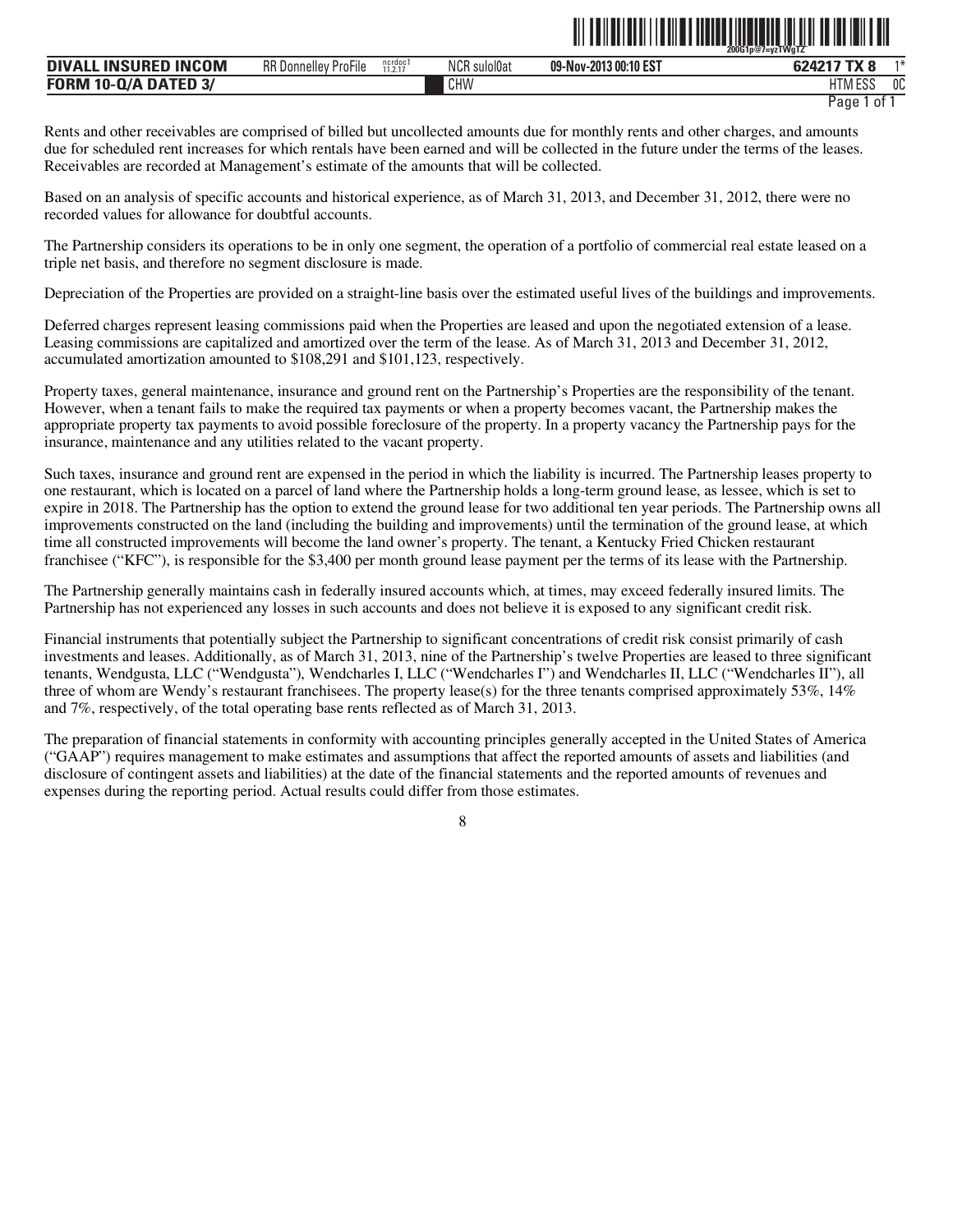Rents and other receivables are comprised of billed but uncollected amounts due for monthly rents and other charges, and amounts due for scheduled rent increases for which rentals have been earned and will be collected in the future under the terms of the leases. Receivables are recorded at Management's estimate of the amounts that will be collected.

Based on an analysis of specific accounts and historical experience, as of March 31, 2013, and December 31, 2012, there were no recorded values for allowance for doubtful accounts.

The Partnership considers its operations to be in only one segment, the operation of a portfolio of commercial real estate leased on a triple net basis, and therefore no segment disclosure is made.

Depreciation of the Properties are provided on a straight-line basis over the estimated useful lives of the buildings and improvements.

Deferred charges represent leasing commissions paid when the Properties are leased and upon the negotiated extension of a lease. Leasing commissions are capitalized and amortized over the term of the lease. As of March 31, 2013 and December 31, 2012, accumulated amortization amounted to $108,291 and $101,123, respectively.

Property taxes, general maintenance, insurance and ground rent on the Partnership's Properties are the responsibility of the tenant. However, when a tenant fails to make the required tax payments or when a property becomes vacant, the Partnership makes the appropriate property tax payments to avoid possible foreclosure of the property. In a property vacancy the Partnership pays for the insurance, maintenance and any utilities related to the vacant property.

Such taxes, insurance and ground rent are expensed in the period in which the liability is incurred. The Partnership leases property to one restaurant, which is located on a parcel of land where the Partnership holds a long-term ground lease, as lessee, which is set to expire in 2018. The Partnership has the option to extend the ground lease for two additional ten year periods. The Partnership owns all improvements constructed on the land (including the building and improvements) until the termination of the ground lease, at which time all constructed improvements will become the land owner's property. The tenant, a Kentucky Fried Chicken restaurant franchisee ("KFC"), is responsible for the $3,400 per month ground lease payment per the terms of its lease with the Partnership.

The Partnership generally maintains cash in federally insured accounts which, at times, may exceed federally insured limits. The Partnership has not experienced any losses in such accounts and does not believe it is exposed to any significant credit risk.

Financial instruments that potentially subject the Partnership to significant concentrations of credit risk consist primarily of cash investments and leases. Additionally, as of March 31, 2013, nine of the Partnership's twelve Properties are leased to three significant tenants, Wendgusta, LLC ("Wendgusta"), Wendcharles I, LLC ("Wendcharles I") and Wendcharles II, LLC ("Wendcharles II"), all three of whom are Wendy's restaurant franchisees. The property lease(s) for the three tenants comprised approximately 53%, 14% and 7%, respectively, of the total operating base rents reflected as of March 31, 2013.

The preparation of financial statements in conformity with accounting principles generally accepted in the United States of America ("GAAP") requires management to make estimates and assumptions that affect the reported amounts of assets and liabilities (and disclosure of contingent assets and liabilities) at the date of the financial statements and the reported amounts of revenues and expenses during the reporting period. Actual results could differ from those estimates.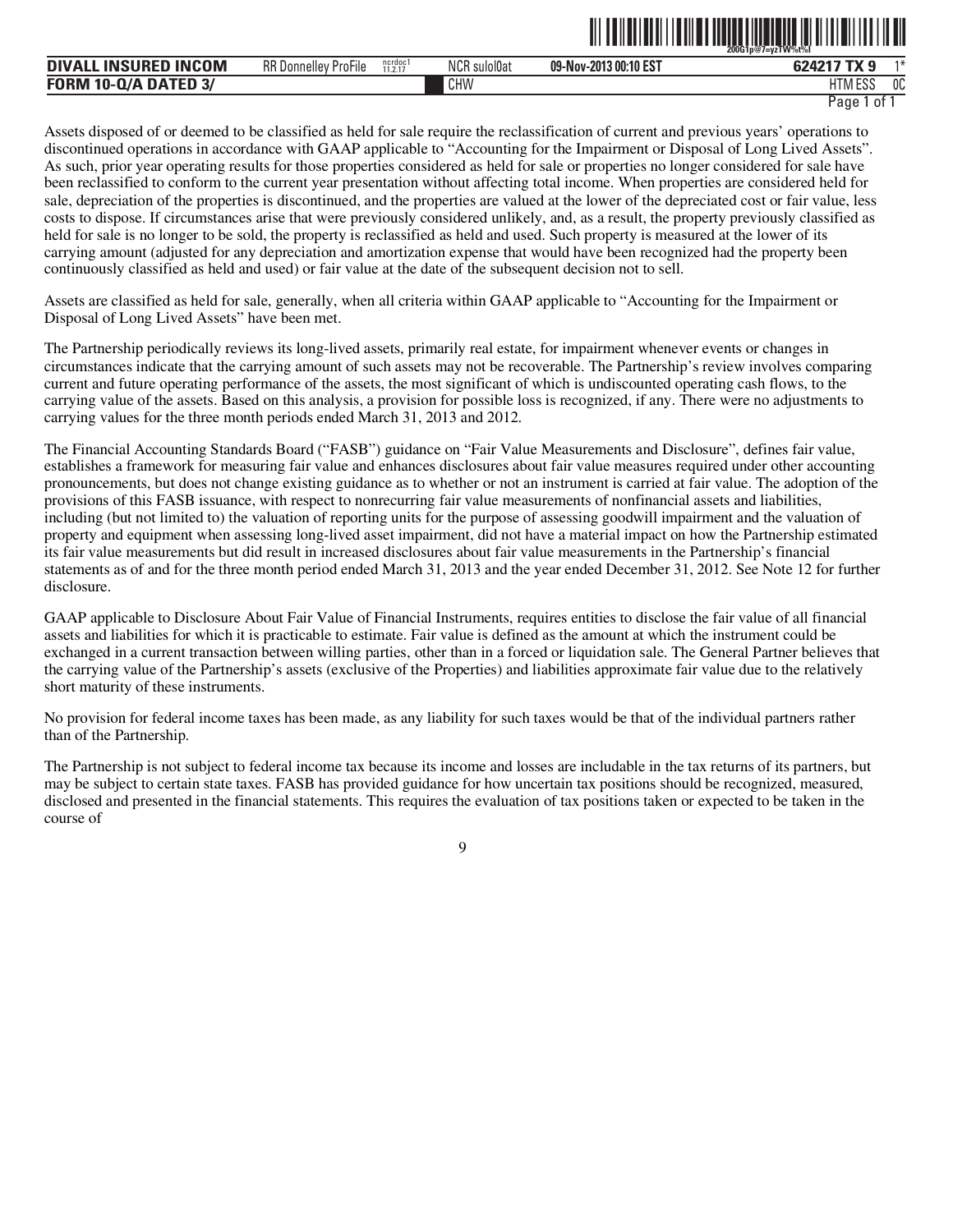Assets disposed of or deemed to be classified as held for sale require the reclassification of current and previous years' operations to discontinued operations in accordance with GAAP applicable to "Accounting for the Impairment or Disposal of Long Lived Assets". As such, prior year operating results for those properties considered as held for sale or properties no longer considered for sale have been reclassified to conform to the current year presentation without affecting total income. When properties are considered held for sale, depreciation of the properties is discontinued, and the properties are valued at the lower of the depreciated cost or fair value, less costs to dispose. If circumstances arise that were previously considered unlikely, and, as a result, the property previously classified as held for sale is no longer to be sold, the property is reclassified as held and used. Such property is measured at the lower of its carrying amount (adjusted for any depreciation and amortization expense that would have been recognized had the property been continuously classified as held and used) or fair value at the date of the subsequent decision not to sell.

Assets are classified as held for sale, generally, when all criteria within GAAP applicable to "Accounting for the Impairment or Disposal of Long Lived Assets" have been met.

The Partnership periodically reviews its long-lived assets, primarily real estate, for impairment whenever events or changes in circumstances indicate that the carrying amount of such assets may not be recoverable. The Partnership's review involves comparing current and future operating performance of the assets, the most significant of which is undiscounted operating cash flows, to the carrying value of the assets. Based on this analysis, a provision for possible loss is recognized, if any. There were no adjustments to carrying values for the three month periods ended March 31, 2013 and 2012.

The Financial Accounting Standards Board ("FASB") guidance on "Fair Value Measurements and Disclosure", defines fair value, establishes a framework for measuring fair value and enhances disclosures about fair value measures required under other accounting pronouncements, but does not change existing guidance as to whether or not an instrument is carried at fair value. The adoption of the provisions of this FASB issuance, with respect to nonrecurring fair value measurements of nonfinancial assets and liabilities, including (but not limited to) the valuation of reporting units for the purpose of assessing goodwill impairment and the valuation of property and equipment when assessing long-lived asset impairment, did not have a material impact on how the Partnership estimated its fair value measurements but did result in increased disclosures about fair value measurements in the Partnership's financial statements as of and for the three month period ended March 31, 2013 and the year ended December 31, 2012. See Note 12 for further disclosure.

GAAP applicable to Disclosure About Fair Value of Financial Instruments, requires entities to disclose the fair value of all financial assets and liabilities for which it is practicable to estimate. Fair value is defined as the amount at which the instrument could be exchanged in a current transaction between willing parties, other than in a forced or liquidation sale. The General Partner believes that the carrying value of the Partnership's assets (exclusive of the Properties) and liabilities approximate fair value due to the relatively short maturity of these instruments.

No provision for federal income taxes has been made, as any liability for such taxes would be that of the individual partners rather than of the Partnership.

The Partnership is not subject to federal income tax because its income and losses are includable in the tax returns of its partners, but may be subject to certain state taxes. FASB has provided guidance for how uncertain tax positions should be recognized, measured, disclosed and presented in the financial statements. This requires the evaluation of tax positions taken or expected to be taken in the course of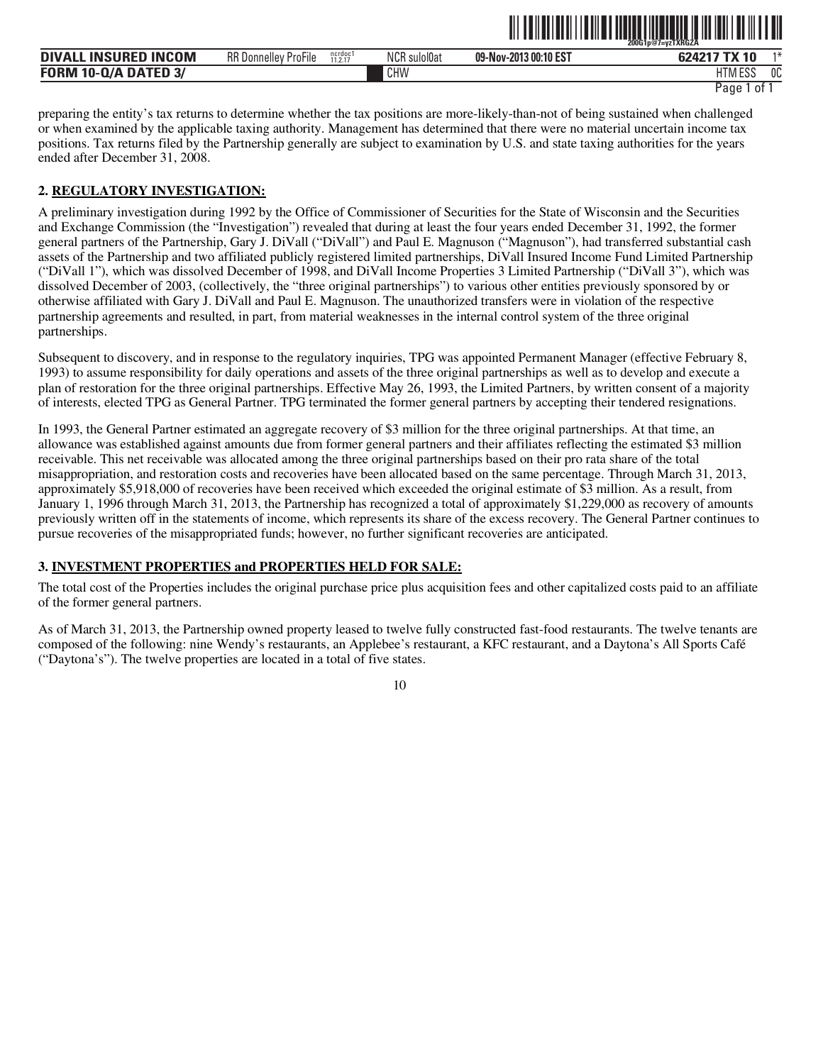preparing the entity's tax returns to determine whether the tax positions are more-likely-than-not of being sustained when challenged or when examined by the applicable taxing authority. Management has determined that there were no material uncertain income tax positions. Tax returns filed by the Partnership generally are subject to examination by U.S. and state taxing authorities for the years ended after December 31, 2008.

## 2. REGULATORY INVESTIGATION:

A preliminary investigation during 1992 by the Office of Commissioner of Securities for the State of Wisconsin and the Securities and Exchange Commission (the "Investigation") revealed that during at least the four years ended December 31, 1992, the former general partners of the Partnership, Gary J. DiVall ("DiVall") and Paul E. Magnuson ("Magnuson"), had transferred substantial cash assets of the Partnership and two affiliated publicly registered limited partnerships, DiVall Insured Income Fund Limited Partnership ("DiVall 1"), which was dissolved December of 1998, and DiVall Income Properties 3 Limited Partnership ("DiVall 3"), which was dissolved December of 2003, (collectively, the "three original partnerships") to various other entities previously sponsored by or otherwise affiliated with Gary J. DiVall and Paul E. Magnuson. The unauthorized transfers were in violation of the respective partnership agreements and resulted, in part, from material weaknesses in the internal control system of the three original partnerships.

Subsequent to discovery, and in response to the regulatory inquiries, TPG was appointed Permanent Manager (effective February 8, 1993) to assume responsibility for daily operations and assets of the three original partnerships as well as to develop and execute a plan of restoration for the three original partnerships. Effective May 26, 1993, the Limited Partners, by written consent of a majority of interests, elected TPG as General Partner. TPG terminated the former general partners by accepting their tendered resignations.

In 1993, the General Partner estimated an aggregate recovery of $3 million for the three original partnerships. At that time, an allowance was established against amounts due from former general partners and their affiliates reflecting the estimated $3 million receivable. This net receivable was allocated among the three original partnerships based on their pro rata share of the total misappropriation, and restoration costs and recoveries have been allocated based on the same percentage. Through March 31, 2013, approximately $5,918,000 of recoveries have been received which exceeded the original estimate of $3 million. As a result, from January 1, 1996 through March 31, 2013, the Partnership has recognized a total of approximately $1,229,000 as recovery of amounts previously written off in the statements of income, which represents its share of the excess recovery. The General Partner continues to pursue recoveries of the misappropriated funds; however, no further significant recoveries are anticipated.

## 3. INVESTMENT PROPERTIES and PROPERTIES HELD FOR SALE:

The total cost of the Properties includes the original purchase price plus acquisition fees and other capitalized costs paid to an affiliate of the former general partners.

As of March 31, 2013, the Partnership owned property leased to twelve fully constructed fast-food restaurants. The twelve tenants are composed of the following: nine Wendy's restaurants, an Applebee's restaurant, a KFC restaurant, and a Daytona's All Sports Café ("Daytona's"). The twelve properties are located in a total of five states.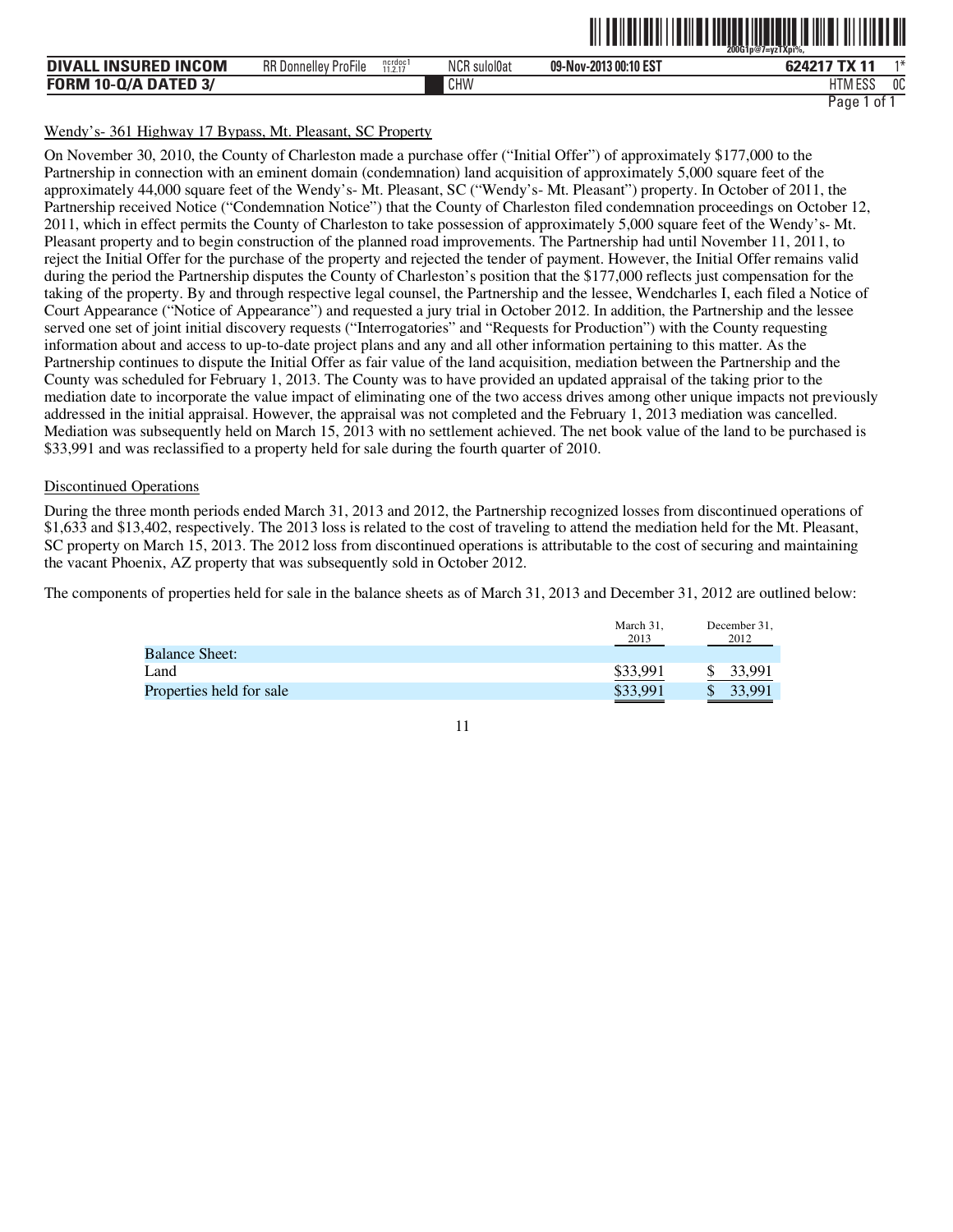Wendy's- 361 Highway 17 Bypass, Mt. Pleasant, SC Property

On November 30, 2010, the County of Charleston made a purchase offer ("Initial Offer") of approximately $177,000 to the Partnership in connection with an eminent domain (condemnation) land acquisition of approximately 5,000 square feet of the approximately 44,000 square feet of the Wendy's- Mt. Pleasant, SC ("Wendy's- Mt. Pleasant") property. In October of 2011, the Partnership received Notice ("Condemnation Notice") that the County of Charleston filed condemnation proceedings on October 12, 2011, which in effect permits the County of Charleston to take possession of approximately 5,000 square feet of the Wendy's- Mt. Pleasant property and to begin construction of the planned road improvements. The Partnership had until November 11, 2011, to reject the Initial Offer for the purchase of the property and rejected the tender of payment. However, the Initial Offer remains valid during the period the Partnership disputes the County of Charleston's position that the $177,000 reflects just compensation for the taking of the property. By and through respective legal counsel, the Partnership and the lessee, Wendcharles I, each filed a Notice of Court Appearance ("Notice of Appearance") and requested a jury trial in October 2012. In addition, the Partnership and the lessee served one set of joint initial discovery requests ("Interrogatories" and "Requests for Production") with the County requesting information about and access to up-to-date project plans and any and all other information pertaining to this matter. As the Partnership continues to dispute the Initial Offer as fair value of the land acquisition, mediation between the Partnership and the County was scheduled for February 1, 2013. The County was to have provided an updated appraisal of the taking prior to the mediation date to incorporate the value impact of eliminating one of the two access drives among other unique impacts not previously addressed in the initial appraisal. However, the appraisal was not completed and the February 1, 2013 mediation was cancelled. Mediation was subsequently held on March 15, 2013 with no settlement achieved. The net book value of the land to be purchased is $33,991 and was reclassified to a property held for sale during the fourth quarter of 2010.

Discontinued Operations

During the three month periods ended March 31, 2013 and 2012, the Partnership recognized losses from discontinued operations of $1,633 and $13,402, respectively. The 2013 loss is related to the cost of traveling to attend the mediation held for the Mt. Pleasant, SC property on March 15, 2013. The 2012 loss from discontinued operations is attributable to the cost of securing and maintaining the vacant Phoenix, AZ property that was subsequently sold in October 2012.

The components of properties held for sale in the balance sheets as of March 31, 2013 and December 31, 2012 are outlined below:

| | March 31, 2013 | December 31, 2012 |
|---|---|---|
| Balance Sheet: | | |
| Land | $33,991 | $ 33,991 |
| Properties held for sale | $33,991 | $ 33,991 |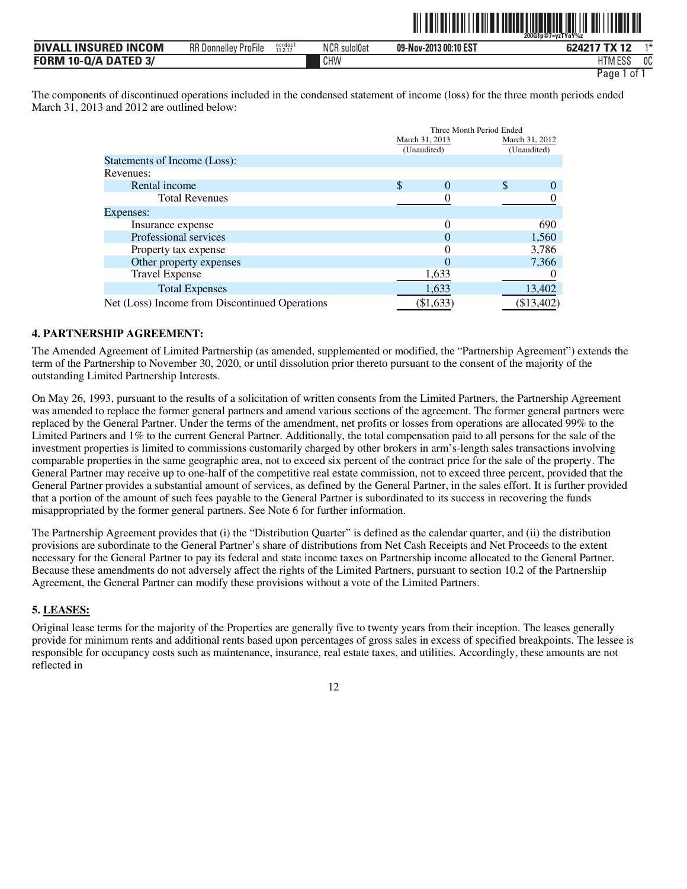The components of discontinued operations included in the condensed statement of income (loss) for the three month periods ended March 31, 2013 and 2012 are outlined below:

| | Three Month Period Ended | |
|---|---|---|
| | March 31, 2013 (Unaudited) | March 31, 2012 (Unaudited) |
| Statements of Income (Loss): | | |
| Revenues: | | |
| Rental income | $ 0 | $ 0 |
| Total Revenues | 0 | 0 |
| Expenses: | | |
| Insurance expense | 0 | 690 |
| Professional services | 0 | 1,560 |
| Property tax expense | 0 | 3,786 |
| Other property expenses | 0 | 7,366 |
| Travel Expense | 1,633 | 0 |
| Total Expenses | 1,633 | 13,402 |
| Net (Loss) Income from Discontinued Operations | ($1,633) | ($13,402) |

### 4. PARTNERSHIP AGREEMENT:

The Amended Agreement of Limited Partnership (as amended, supplemented or modified, the "Partnership Agreement") extends the term of the Partnership to November 30, 2020, or until dissolution prior thereto pursuant to the consent of the majority of the outstanding Limited Partnership Interests.

On May 26, 1993, pursuant to the results of a solicitation of written consents from the Limited Partners, the Partnership Agreement was amended to replace the former general partners and amend various sections of the agreement. The former general partners were replaced by the General Partner. Under the terms of the amendment, net profits or losses from operations are allocated 99% to the Limited Partners and 1% to the current General Partner. Additionally, the total compensation paid to all persons for the sale of the investment properties is limited to commissions customarily charged by other brokers in arm's-length sales transactions involving comparable properties in the same geographic area, not to exceed six percent of the contract price for the sale of the property. The General Partner may receive up to one-half of the competitive real estate commission, not to exceed three percent, provided that the General Partner provides a substantial amount of services, as defined by the General Partner, in the sales effort. It is further provided that a portion of the amount of such fees payable to the General Partner is subordinated to its success in recovering the funds misappropriated by the former general partners. See Note 6 for further information.

The Partnership Agreement provides that (i) the "Distribution Quarter" is defined as the calendar quarter, and (ii) the distribution provisions are subordinate to the General Partner's share of distributions from Net Cash Receipts and Net Proceeds to the extent necessary for the General Partner to pay its federal and state income taxes on Partnership income allocated to the General Partner. Because these amendments do not adversely affect the rights of the Limited Partners, pursuant to section 10.2 of the Partnership Agreement, the General Partner can modify these provisions without a vote of the Limited Partners.

### 5. LEASES:

Original lease terms for the majority of the Properties are generally five to twenty years from their inception. The leases generally provide for minimum rents and additional rents based upon percentages of gross sales in excess of specified breakpoints. The lessee is responsible for occupancy costs such as maintenance, insurance, real estate taxes, and utilities. Accordingly, these amounts are not reflected in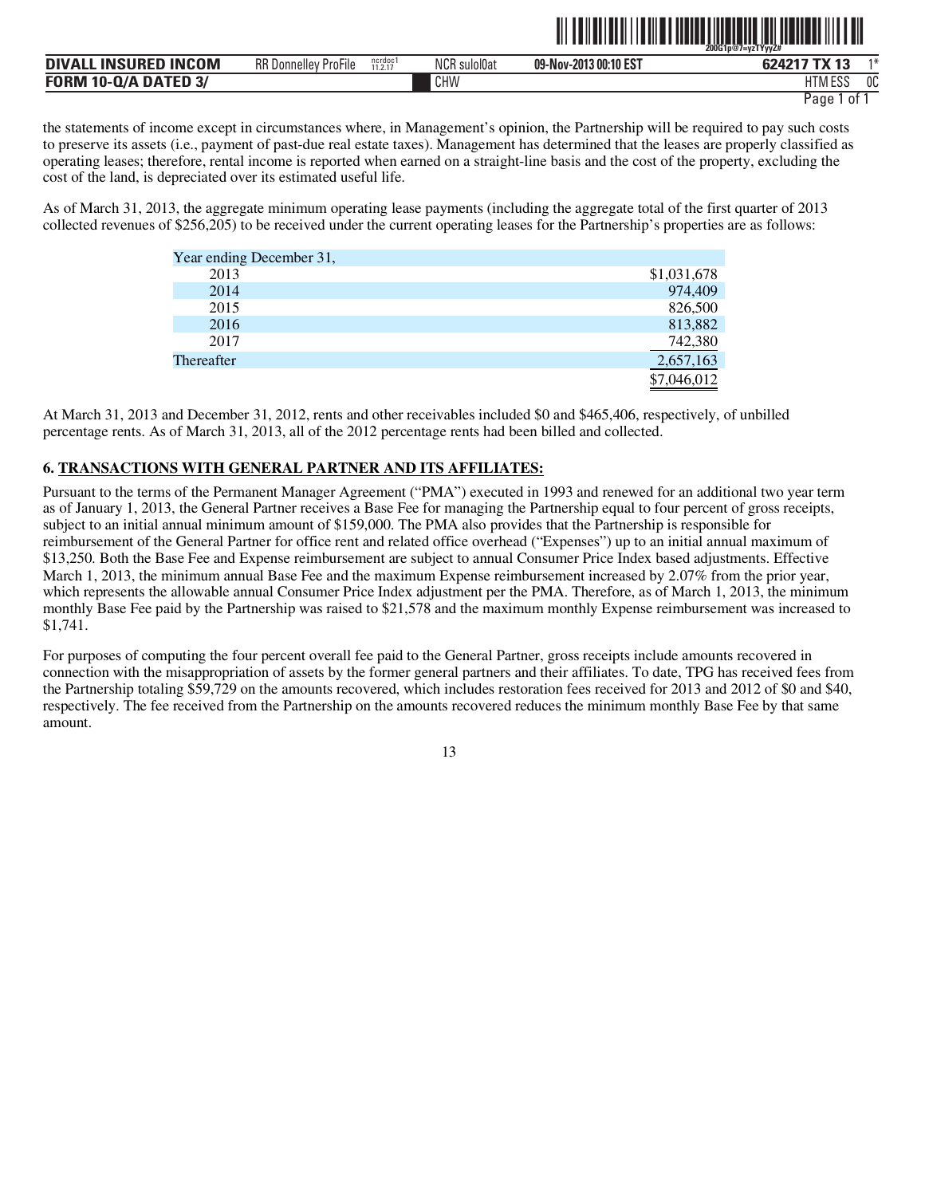the statements of income except in circumstances where, in Management's opinion, the Partnership will be required to pay such costs to preserve its assets (i.e., payment of past-due real estate taxes). Management has determined that the leases are properly classified as operating leases; therefore, rental income is reported when earned on a straight-line basis and the cost of the property, excluding the cost of the land, is depreciated over its estimated useful life.

As of March 31, 2013, the aggregate minimum operating lease payments (including the aggregate total of the first quarter of 2013 collected revenues of $256,205) to be received under the current operating leases for the Partnership's properties are as follows:

| Year ending December 31, | |
|---|---|
| 2013 | $1,031,678 |
| 2014 | 974,409 |
| 2015 | 826,500 |
| 2016 | 813,882 |
| 2017 | 742,380 |
| Thereafter | 2,657,163 |
| | $7,046,012 |

At March 31, 2013 and December 31, 2012, rents and other receivables included $0 and $465,406, respectively, of unbilled percentage rents. As of March 31, 2013, all of the 2012 percentage rents had been billed and collected.

### 6. TRANSACTIONS WITH GENERAL PARTNER AND ITS AFFILIATES:

Pursuant to the terms of the Permanent Manager Agreement ("PMA") executed in 1993 and renewed for an additional two year term as of January 1, 2013, the General Partner receives a Base Fee for managing the Partnership equal to four percent of gross receipts, subject to an initial annual minimum amount of $159,000. The PMA also provides that the Partnership is responsible for reimbursement of the General Partner for office rent and related office overhead ("Expenses") up to an initial annual maximum of $13,250. Both the Base Fee and Expense reimbursement are subject to annual Consumer Price Index based adjustments. Effective March 1, 2013, the minimum annual Base Fee and the maximum Expense reimbursement increased by 2.07% from the prior year, which represents the allowable annual Consumer Price Index adjustment per the PMA. Therefore, as of March 1, 2013, the minimum monthly Base Fee paid by the Partnership was raised to $21,578 and the maximum monthly Expense reimbursement was increased to $1,741.

For purposes of computing the four percent overall fee paid to the General Partner, gross receipts include amounts recovered in connection with the misappropriation of assets by the former general partners and their affiliates. To date, TPG has received fees from the Partnership totaling $59,729 on the amounts recovered, which includes restoration fees received for 2013 and 2012 of $0 and $40, respectively. The fee received from the Partnership on the amounts recovered reduces the minimum monthly Base Fee by that same amount.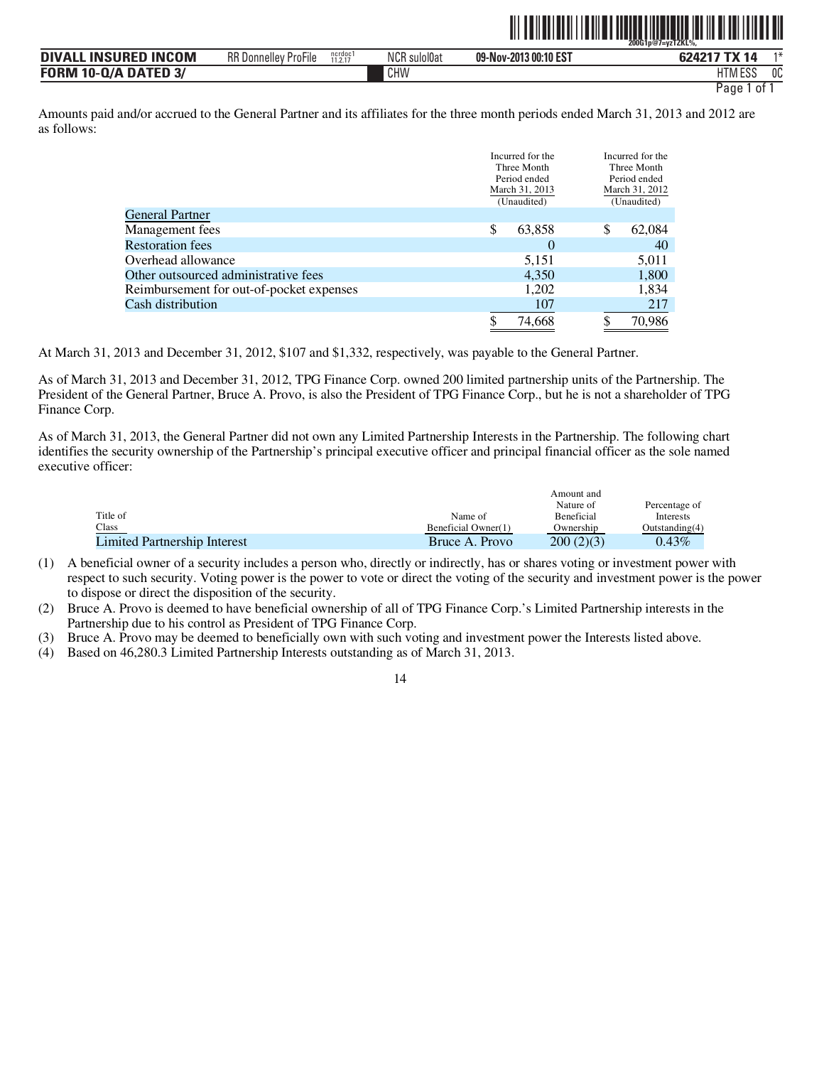Amounts paid and/or accrued to the General Partner and its affiliates for the three month periods ended March 31, 2013 and 2012 are as follows:

| | Incurred for the Three Month Period ended March 31, 2013 (Unaudited) | Incurred for the Three Month Period ended March 31, 2012 (Unaudited) |
|---|---|---|
| General Partner | | |
| Management fees | $ 63,858 | $ 62,084 |
| Restoration fees | 0 | 40 |
| Overhead allowance | 5,151 | 5,011 |
| Other outsourced administrative fees | 4,350 | 1,800 |
| Reimbursement for out-of-pocket expenses | 1,202 | 1,834 |
| Cash distribution | 107 | 217 |
| | $ 74,668 | $ 70,986 |

At March 31, 2013 and December 31, 2012, $107 and $1,332, respectively, was payable to the General Partner.

As of March 31, 2013 and December 31, 2012, TPG Finance Corp. owned 200 limited partnership units of the Partnership. The President of the General Partner, Bruce A. Provo, is also the President of TPG Finance Corp., but he is not a shareholder of TPG Finance Corp.

As of March 31, 2013, the General Partner did not own any Limited Partnership Interests in the Partnership. The following chart identifies the security ownership of the Partnership's principal executive officer and principal financial officer as the sole named executive officer:

| Title of Class | Name of Beneficial Owner(1) | Amount and Nature of Beneficial Ownership | Percentage of Interests Outstanding(4) |
|---|---|---|---|
| Limited Partnership Interest | Bruce A. Provo | 200 (2)(3) | 0.43% |

(1) A beneficial owner of a security includes a person who, directly or indirectly, has or shares voting or investment power with respect to such security. Voting power is the power to vote or direct the voting of the security and investment power is the power to dispose or direct the disposition of the security.

(2) Bruce A. Provo is deemed to have beneficial ownership of all of TPG Finance Corp.'s Limited Partnership interests in the Partnership due to his control as President of TPG Finance Corp.

(3) Bruce A. Provo may be deemed to beneficially own with such voting and investment power the Interests listed above.

(4) Based on 46,280.3 Limited Partnership Interests outstanding as of March 31, 2013.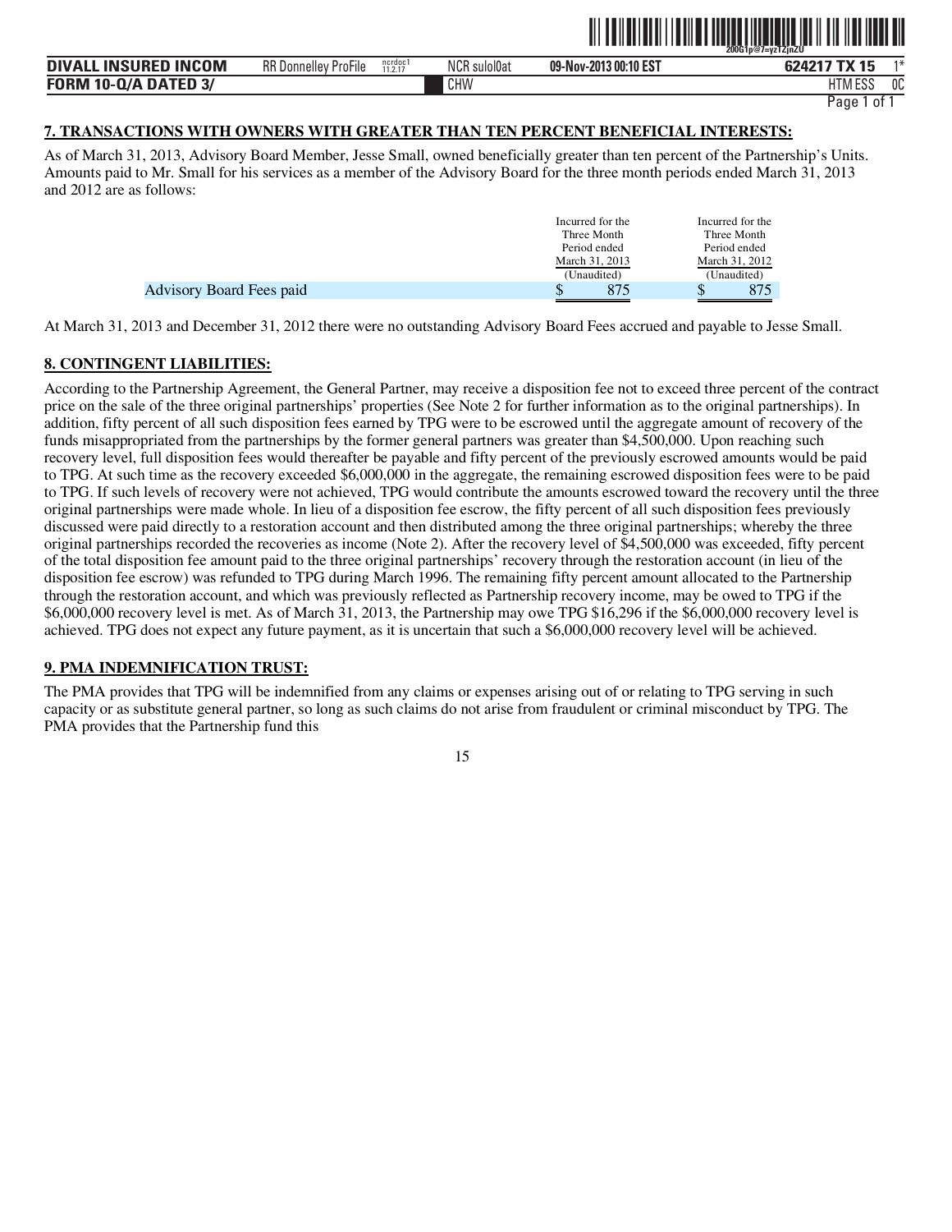## 7. TRANSACTIONS WITH OWNERS WITH GREATER THAN TEN PERCENT BENEFICIAL INTERESTS:

As of March 31, 2013, Advisory Board Member, Jesse Small, owned beneficially greater than ten percent of the Partnership's Units. Amounts paid to Mr. Small for his services as a member of the Advisory Board for the three month periods ended March 31, 2013 and 2012 are as follows:

| | Incurred for the Three Month Period ended March 31, 2013 (Unaudited) | Incurred for the Three Month Period ended March 31, 2012 (Unaudited) |
|---|---|---|
| Advisory Board Fees paid | $ 875 | $ 875 |

At March 31, 2013 and December 31, 2012 there were no outstanding Advisory Board Fees accrued and payable to Jesse Small.

## 8. CONTINGENT LIABILITIES:

According to the Partnership Agreement, the General Partner, may receive a disposition fee not to exceed three percent of the contract price on the sale of the three original partnerships' properties (See Note 2 for further information as to the original partnerships). In addition, fifty percent of all such disposition fees earned by TPG were to be escrowed until the aggregate amount of recovery of the funds misappropriated from the partnerships by the former general partners was greater than $4,500,000. Upon reaching such recovery level, full disposition fees would thereafter be payable and fifty percent of the previously escrowed amounts would be paid to TPG. At such time as the recovery exceeded $6,000,000 in the aggregate, the remaining escrowed disposition fees were to be paid to TPG. If such levels of recovery were not achieved, TPG would contribute the amounts escrowed toward the recovery until the three original partnerships were made whole. In lieu of a disposition fee escrow, the fifty percent of all such disposition fees previously discussed were paid directly to a restoration account and then distributed among the three original partnerships; whereby the three original partnerships recorded the recoveries as income (Note 2). After the recovery level of $4,500,000 was exceeded, fifty percent of the total disposition fee amount paid to the three original partnerships' recovery through the restoration account (in lieu of the disposition fee escrow) was refunded to TPG during March 1996. The remaining fifty percent amount allocated to the Partnership through the restoration account, and which was previously reflected as Partnership recovery income, may be owed to TPG if the $6,000,000 recovery level is met. As of March 31, 2013, the Partnership may owe TPG $16,296 if the $6,000,000 recovery level is achieved. TPG does not expect any future payment, as it is uncertain that such a $6,000,000 recovery level will be achieved.

## 9. PMA INDEMNIFICATION TRUST:

The PMA provides that TPG will be indemnified from any claims or expenses arising out of or relating to TPG serving in such capacity or as substitute general partner, so long as such claims do not arise from fraudulent or criminal misconduct by TPG. The PMA provides that the Partnership fund this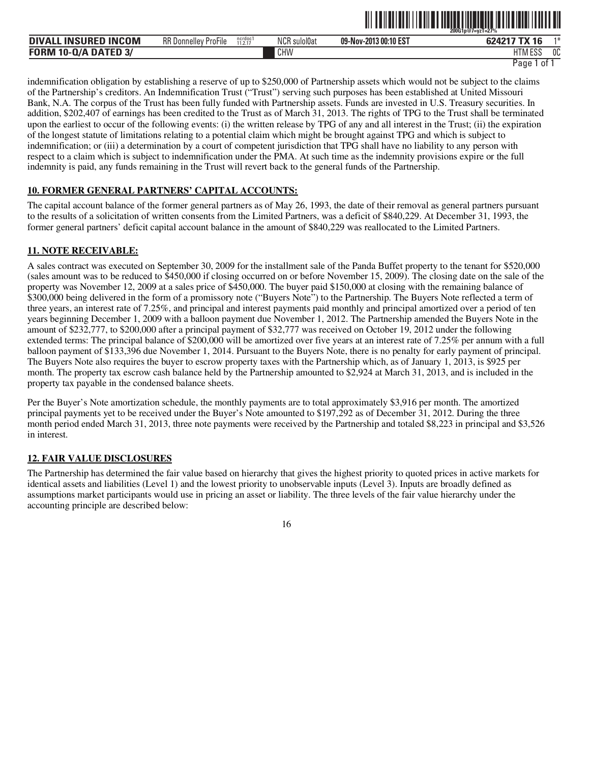indemnification obligation by establishing a reserve of up to $250,000 of Partnership assets which would not be subject to the claims of the Partnership's creditors. An Indemnification Trust ("Trust") serving such purposes has been established at United Missouri Bank, N.A. The corpus of the Trust has been fully funded with Partnership assets. Funds are invested in U.S. Treasury securities. In addition, $202,407 of earnings has been credited to the Trust as of March 31, 2013. The rights of TPG to the Trust shall be terminated upon the earliest to occur of the following events: (i) the written release by TPG of any and all interest in the Trust; (ii) the expiration of the longest statute of limitations relating to a potential claim which might be brought against TPG and which is subject to indemnification; or (iii) a determination by a court of competent jurisdiction that TPG shall have no liability to any person with respect to a claim which is subject to indemnification under the PMA. At such time as the indemnity provisions expire or the full indemnity is paid, any funds remaining in the Trust will revert back to the general funds of the Partnership.

## 10. FORMER GENERAL PARTNERS' CAPITAL ACCOUNTS:

The capital account balance of the former general partners as of May 26, 1993, the date of their removal as general partners pursuant to the results of a solicitation of written consents from the Limited Partners, was a deficit of $840,229. At December 31, 1993, the former general partners' deficit capital account balance in the amount of $840,229 was reallocated to the Limited Partners.

## 11. NOTE RECEIVABLE:

A sales contract was executed on September 30, 2009 for the installment sale of the Panda Buffet property to the tenant for $520,000 (sales amount was to be reduced to $450,000 if closing occurred on or before November 15, 2009). The closing date on the sale of the property was November 12, 2009 at a sales price of $450,000. The buyer paid $150,000 at closing with the remaining balance of $300,000 being delivered in the form of a promissory note ("Buyers Note") to the Partnership. The Buyers Note reflected a term of three years, an interest rate of 7.25%, and principal and interest payments paid monthly and principal amortized over a period of ten years beginning December 1, 2009 with a balloon payment due November 1, 2012. The Partnership amended the Buyers Note in the amount of $232,777, to $200,000 after a principal payment of $32,777 was received on October 19, 2012 under the following extended terms: The principal balance of $200,000 will be amortized over five years at an interest rate of 7.25% per annum with a full balloon payment of $133,396 due November 1, 2014. Pursuant to the Buyers Note, there is no penalty for early payment of principal. The Buyers Note also requires the buyer to escrow property taxes with the Partnership which, as of January 1, 2013, is $925 per month. The property tax escrow cash balance held by the Partnership amounted to $2,924 at March 31, 2013, and is included in the property tax payable in the condensed balance sheets.

Per the Buyer's Note amortization schedule, the monthly payments are to total approximately $3,916 per month. The amortized principal payments yet to be received under the Buyer's Note amounted to $197,292 as of December 31, 2012. During the three month period ended March 31, 2013, three note payments were received by the Partnership and totaled $8,223 in principal and $3,526 in interest.

## 12. FAIR VALUE DISCLOSURES

The Partnership has determined the fair value based on hierarchy that gives the highest priority to quoted prices in active markets for identical assets and liabilities (Level 1) and the lowest priority to unobservable inputs (Level 3). Inputs are broadly defined as assumptions market participants would use in pricing an asset or liability. The three levels of the fair value hierarchy under the accounting principle are described below: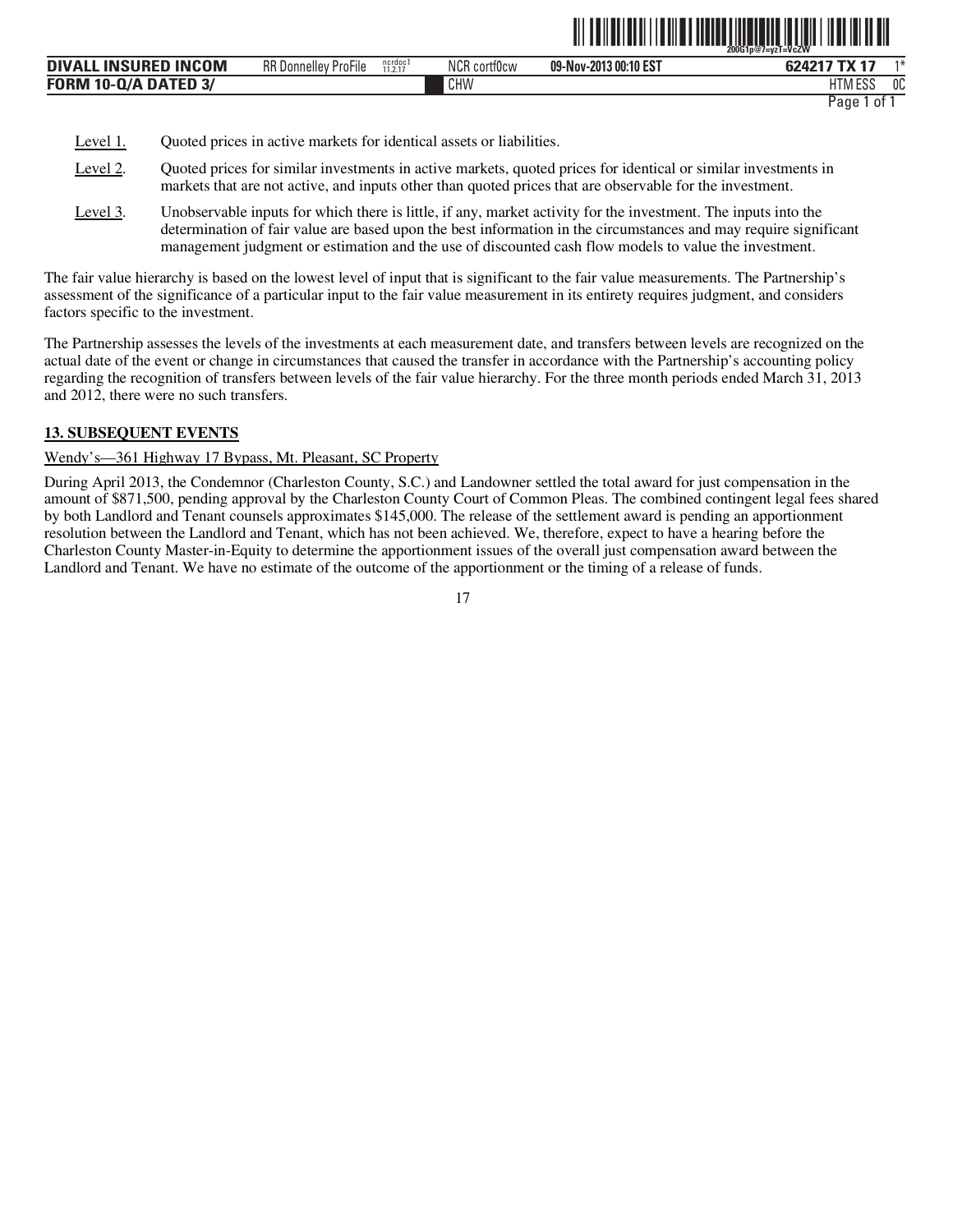Level 1. Quoted prices in active markets for identical assets or liabilities.

Level 2. Quoted prices for similar investments in active markets, quoted prices for identical or similar investments in markets that are not active, and inputs other than quoted prices that are observable for the investment.

Level 3. Unobservable inputs for which there is little, if any, market activity for the investment. The inputs into the determination of fair value are based upon the best information in the circumstances and may require significant management judgment or estimation and the use of discounted cash flow models to value the investment.

The fair value hierarchy is based on the lowest level of input that is significant to the fair value measurements. The Partnership's assessment of the significance of a particular input to the fair value measurement in its entirety requires judgment, and considers factors specific to the investment.

The Partnership assesses the levels of the investments at each measurement date, and transfers between levels are recognized on the actual date of the event or change in circumstances that caused the transfer in accordance with the Partnership's accounting policy regarding the recognition of transfers between levels of the fair value hierarchy. For the three month periods ended March 31, 2013 and 2012, there were no such transfers.

## 13. SUBSEQUENT EVENTS

Wendy's—361 Highway 17 Bypass, Mt. Pleasant, SC Property

During April 2013, the Condemnor (Charleston County, S.C.) and Landowner settled the total award for just compensation in the amount of $871,500, pending approval by the Charleston County Court of Common Pleas. The combined contingent legal fees shared by both Landlord and Tenant counsels approximates $145,000. The release of the settlement award is pending an apportionment resolution between the Landlord and Tenant, which has not been achieved. We, therefore, expect to have a hearing before the Charleston County Master-in-Equity to determine the apportionment issues of the overall just compensation award between the Landlord and Tenant. We have no estimate of the outcome of the apportionment or the timing of a release of funds.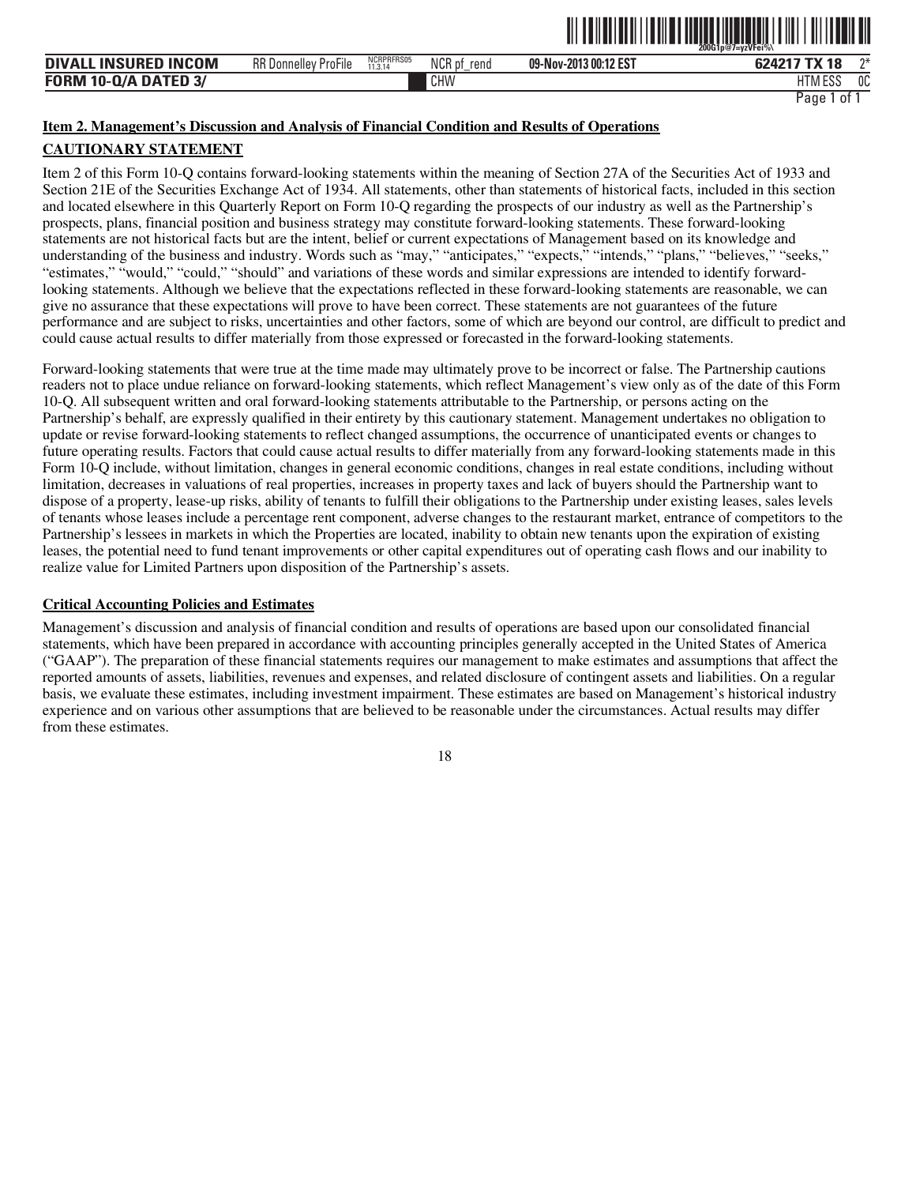## Item 2. Management's Discussion and Analysis of Financial Condition and Results of Operations

### CAUTIONARY STATEMENT

Item 2 of this Form 10-Q contains forward-looking statements within the meaning of Section 27A of the Securities Act of 1933 and Section 21E of the Securities Exchange Act of 1934. All statements, other than statements of historical facts, included in this section and located elsewhere in this Quarterly Report on Form 10-Q regarding the prospects of our industry as well as the Partnership's prospects, plans, financial position and business strategy may constitute forward-looking statements. These forward-looking statements are not historical facts but are the intent, belief or current expectations of Management based on its knowledge and understanding of the business and industry. Words such as "may," "anticipates," "expects," "intends," "plans," "believes," "seeks," "estimates," "would," "could," "should" and variations of these words and similar expressions are intended to identify forward-looking statements. Although we believe that the expectations reflected in these forward-looking statements are reasonable, we can give no assurance that these expectations will prove to have been correct. These statements are not guarantees of the future performance and are subject to risks, uncertainties and other factors, some of which are beyond our control, are difficult to predict and could cause actual results to differ materially from those expressed or forecasted in the forward-looking statements.

Forward-looking statements that were true at the time made may ultimately prove to be incorrect or false. The Partnership cautions readers not to place undue reliance on forward-looking statements, which reflect Management's view only as of the date of this Form 10-Q. All subsequent written and oral forward-looking statements attributable to the Partnership, or persons acting on the Partnership's behalf, are expressly qualified in their entirety by this cautionary statement. Management undertakes no obligation to update or revise forward-looking statements to reflect changed assumptions, the occurrence of unanticipated events or changes to future operating results. Factors that could cause actual results to differ materially from any forward-looking statements made in this Form 10-Q include, without limitation, changes in general economic conditions, changes in real estate conditions, including without limitation, decreases in valuations of real properties, increases in property taxes and lack of buyers should the Partnership want to dispose of a property, lease-up risks, ability of tenants to fulfill their obligations to the Partnership under existing leases, sales levels of tenants whose leases include a percentage rent component, adverse changes to the restaurant market, entrance of competitors to the Partnership's lessees in markets in which the Properties are located, inability to obtain new tenants upon the expiration of existing leases, the potential need to fund tenant improvements or other capital expenditures out of operating cash flows and our inability to realize value for Limited Partners upon disposition of the Partnership's assets.

### Critical Accounting Policies and Estimates

Management's discussion and analysis of financial condition and results of operations are based upon our consolidated financial statements, which have been prepared in accordance with accounting principles generally accepted in the United States of America ("GAAP"). The preparation of these financial statements requires our management to make estimates and assumptions that affect the reported amounts of assets, liabilities, revenues and expenses, and related disclosure of contingent assets and liabilities. On a regular basis, we evaluate these estimates, including investment impairment. These estimates are based on Management's historical industry experience and on various other assumptions that are believed to be reasonable under the circumstances. Actual results may differ from these estimates.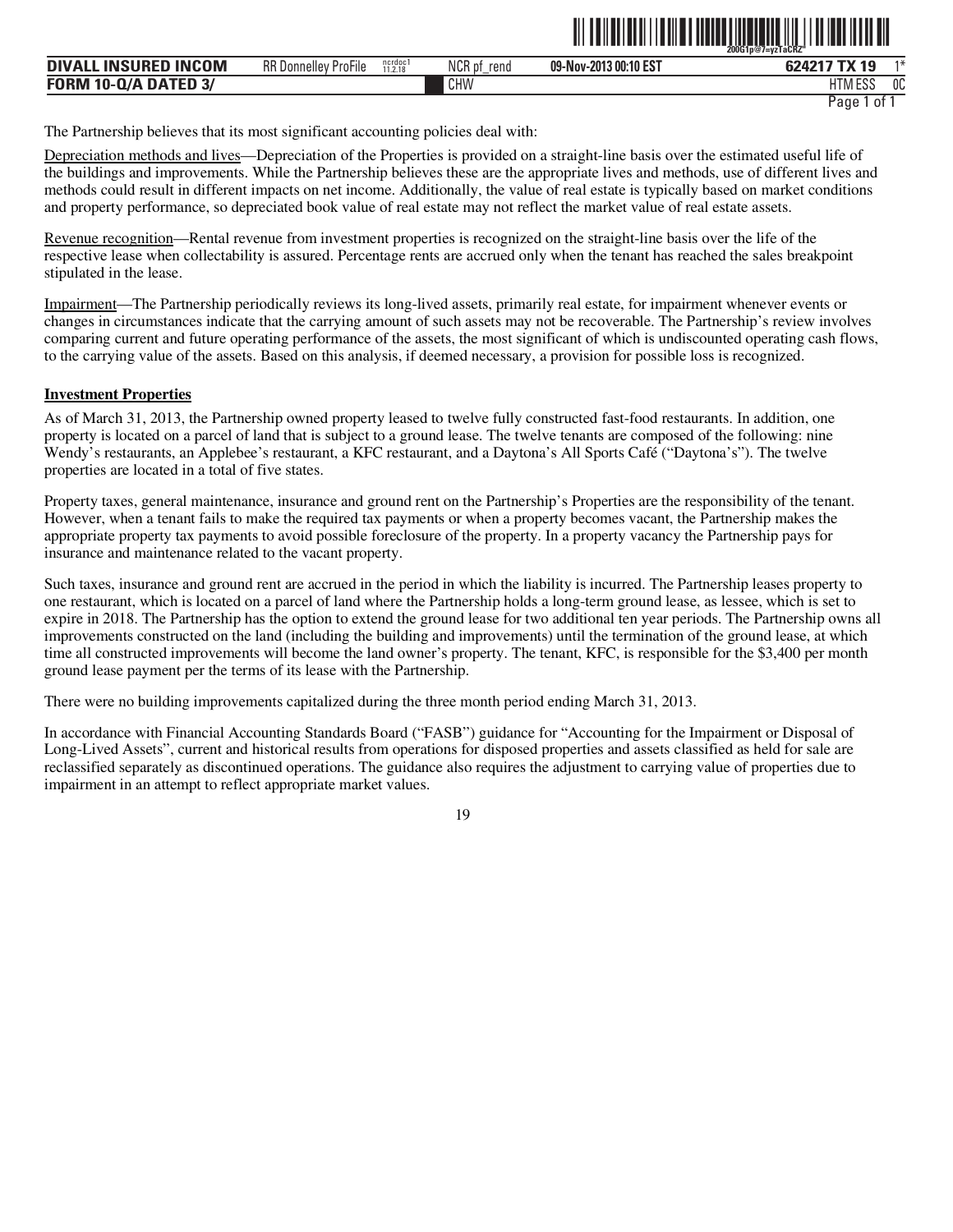The Partnership believes that its most significant accounting policies deal with:

Depreciation methods and lives—Depreciation of the Properties is provided on a straight-line basis over the estimated useful life of the buildings and improvements. While the Partnership believes these are the appropriate lives and methods, use of different lives and methods could result in different impacts on net income. Additionally, the value of real estate is typically based on market conditions and property performance, so depreciated book value of real estate may not reflect the market value of real estate assets.

Revenue recognition—Rental revenue from investment properties is recognized on the straight-line basis over the life of the respective lease when collectability is assured. Percentage rents are accrued only when the tenant has reached the sales breakpoint stipulated in the lease.

Impairment—The Partnership periodically reviews its long-lived assets, primarily real estate, for impairment whenever events or changes in circumstances indicate that the carrying amount of such assets may not be recoverable. The Partnership's review involves comparing current and future operating performance of the assets, the most significant of which is undiscounted operating cash flows, to the carrying value of the assets. Based on this analysis, if deemed necessary, a provision for possible loss is recognized.

**Investment Properties**

As of March 31, 2013, the Partnership owned property leased to twelve fully constructed fast-food restaurants. In addition, one property is located on a parcel of land that is subject to a ground lease. The twelve tenants are composed of the following: nine Wendy's restaurants, an Applebee's restaurant, a KFC restaurant, and a Daytona's All Sports Café ("Daytona's"). The twelve properties are located in a total of five states.

Property taxes, general maintenance, insurance and ground rent on the Partnership's Properties are the responsibility of the tenant. However, when a tenant fails to make the required tax payments or when a property becomes vacant, the Partnership makes the appropriate property tax payments to avoid possible foreclosure of the property. In a property vacancy the Partnership pays for insurance and maintenance related to the vacant property.

Such taxes, insurance and ground rent are accrued in the period in which the liability is incurred. The Partnership leases property to one restaurant, which is located on a parcel of land where the Partnership holds a long-term ground lease, as lessee, which is set to expire in 2018. The Partnership has the option to extend the ground lease for two additional ten year periods. The Partnership owns all improvements constructed on the land (including the building and improvements) until the termination of the ground lease, at which time all constructed improvements will become the land owner's property. The tenant, KFC, is responsible for the $3,400 per month ground lease payment per the terms of its lease with the Partnership.

There were no building improvements capitalized during the three month period ending March 31, 2013.

In accordance with Financial Accounting Standards Board ("FASB") guidance for "Accounting for the Impairment or Disposal of Long-Lived Assets", current and historical results from operations for disposed properties and assets classified as held for sale are reclassified separately as discontinued operations. The guidance also requires the adjustment to carrying value of properties due to impairment in an attempt to reflect appropriate market values.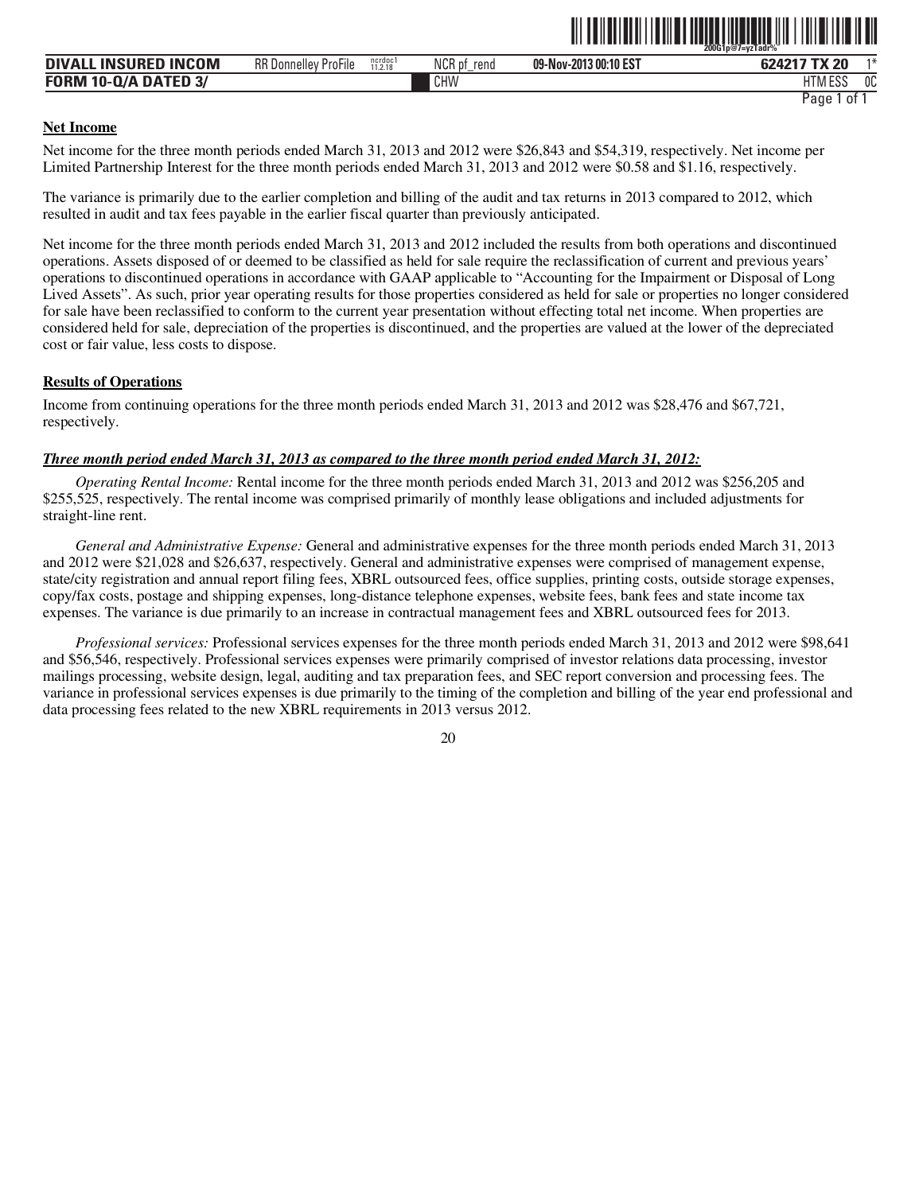**Net Income**

Net income for the three month periods ended March 31, 2013 and 2012 were $26,843 and $54,319, respectively. Net income per Limited Partnership Interest for the three month periods ended March 31, 2013 and 2012 were $0.58 and $1.16, respectively.

The variance is primarily due to the earlier completion and billing of the audit and tax returns in 2013 compared to 2012, which resulted in audit and tax fees payable in the earlier fiscal quarter than previously anticipated.

Net income for the three month periods ended March 31, 2013 and 2012 included the results from both operations and discontinued operations. Assets disposed of or deemed to be classified as held for sale require the reclassification of current and previous years' operations to discontinued operations in accordance with GAAP applicable to "Accounting for the Impairment or Disposal of Long Lived Assets". As such, prior year operating results for those properties considered as held for sale or properties no longer considered for sale have been reclassified to conform to the current year presentation without effecting total net income. When properties are considered held for sale, depreciation of the properties is discontinued, and the properties are valued at the lower of the depreciated cost or fair value, less costs to dispose.

**Results of Operations**

Income from continuing operations for the three month periods ended March 31, 2013 and 2012 was $28,476 and $67,721, respectively.

***Three month period ended March 31, 2013 as compared to the three month period ended March 31, 2012:***

*Operating Rental Income:* Rental income for the three month periods ended March 31, 2013 and 2012 was $256,205 and $255,525, respectively. The rental income was comprised primarily of monthly lease obligations and included adjustments for straight-line rent.

*General and Administrative Expense:* General and administrative expenses for the three month periods ended March 31, 2013 and 2012 were $21,028 and $26,637, respectively. General and administrative expenses were comprised of management expense, state/city registration and annual report filing fees, XBRL outsourced fees, office supplies, printing costs, outside storage expenses, copy/fax costs, postage and shipping expenses, long-distance telephone expenses, website fees, bank fees and state income tax expenses. The variance is due primarily to an increase in contractual management fees and XBRL outsourced fees for 2013.

*Professional services:* Professional services expenses for the three month periods ended March 31, 2013 and 2012 were $98,641 and $56,546, respectively. Professional services expenses were primarily comprised of investor relations data processing, investor mailings processing, website design, legal, auditing and tax preparation fees, and SEC report conversion and processing fees. The variance in professional services expenses is due primarily to the timing of the completion and billing of the year end professional and data processing fees related to the new XBRL requirements in 2013 versus 2012.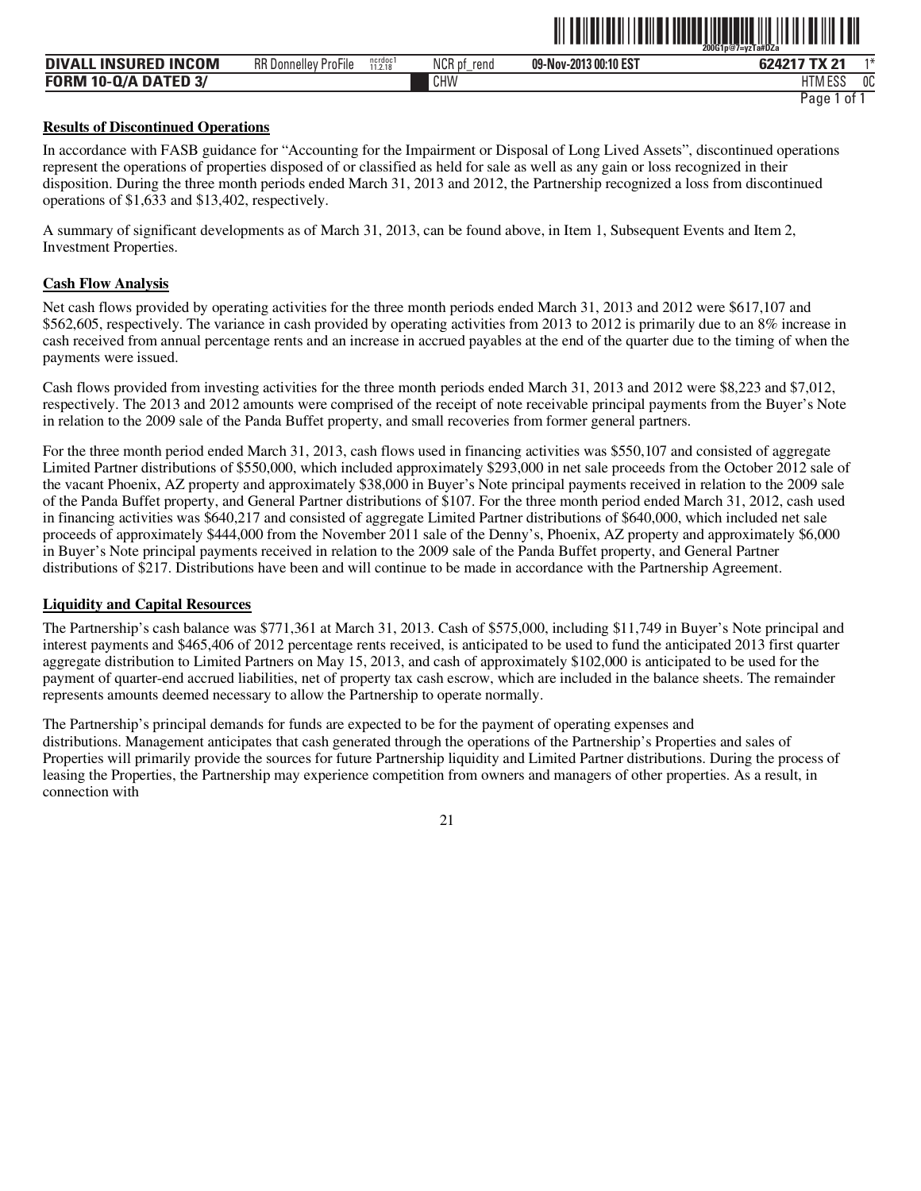**Results of Discontinued Operations**

In accordance with FASB guidance for "Accounting for the Impairment or Disposal of Long Lived Assets", discontinued operations represent the operations of properties disposed of or classified as held for sale as well as any gain or loss recognized in their disposition. During the three month periods ended March 31, 2013 and 2012, the Partnership recognized a loss from discontinued operations of $1,633 and $13,402, respectively.

A summary of significant developments as of March 31, 2013, can be found above, in Item 1, Subsequent Events and Item 2, Investment Properties.

**Cash Flow Analysis**

Net cash flows provided by operating activities for the three month periods ended March 31, 2013 and 2012 were $617,107 and $562,605, respectively. The variance in cash provided by operating activities from 2013 to 2012 is primarily due to an 8% increase in cash received from annual percentage rents and an increase in accrued payables at the end of the quarter due to the timing of when the payments were issued.

Cash flows provided from investing activities for the three month periods ended March 31, 2013 and 2012 were $8,223 and $7,012, respectively. The 2013 and 2012 amounts were comprised of the receipt of note receivable principal payments from the Buyer's Note in relation to the 2009 sale of the Panda Buffet property, and small recoveries from former general partners.

For the three month period ended March 31, 2013, cash flows used in financing activities was $550,107 and consisted of aggregate Limited Partner distributions of $550,000, which included approximately $293,000 in net sale proceeds from the October 2012 sale of the vacant Phoenix, AZ property and approximately $38,000 in Buyer's Note principal payments received in relation to the 2009 sale of the Panda Buffet property, and General Partner distributions of $107. For the three month period ended March 31, 2012, cash used in financing activities was $640,217 and consisted of aggregate Limited Partner distributions of $640,000, which included net sale proceeds of approximately $444,000 from the November 2011 sale of the Denny's, Phoenix, AZ property and approximately $6,000 in Buyer's Note principal payments received in relation to the 2009 sale of the Panda Buffet property, and General Partner distributions of $217. Distributions have been and will continue to be made in accordance with the Partnership Agreement.

**Liquidity and Capital Resources**

The Partnership's cash balance was $771,361 at March 31, 2013. Cash of $575,000, including $11,749 in Buyer's Note principal and interest payments and $465,406 of 2012 percentage rents received, is anticipated to be used to fund the anticipated 2013 first quarter aggregate distribution to Limited Partners on May 15, 2013, and cash of approximately $102,000 is anticipated to be used for the payment of quarter-end accrued liabilities, net of property tax cash escrow, which are included in the balance sheets. The remainder represents amounts deemed necessary to allow the Partnership to operate normally.

The Partnership's principal demands for funds are expected to be for the payment of operating expenses and distributions. Management anticipates that cash generated through the operations of the Partnership's Properties and sales of Properties will primarily provide the sources for future Partnership liquidity and Limited Partner distributions. During the process of leasing the Properties, the Partnership may experience competition from owners and managers of other properties. As a result, in connection with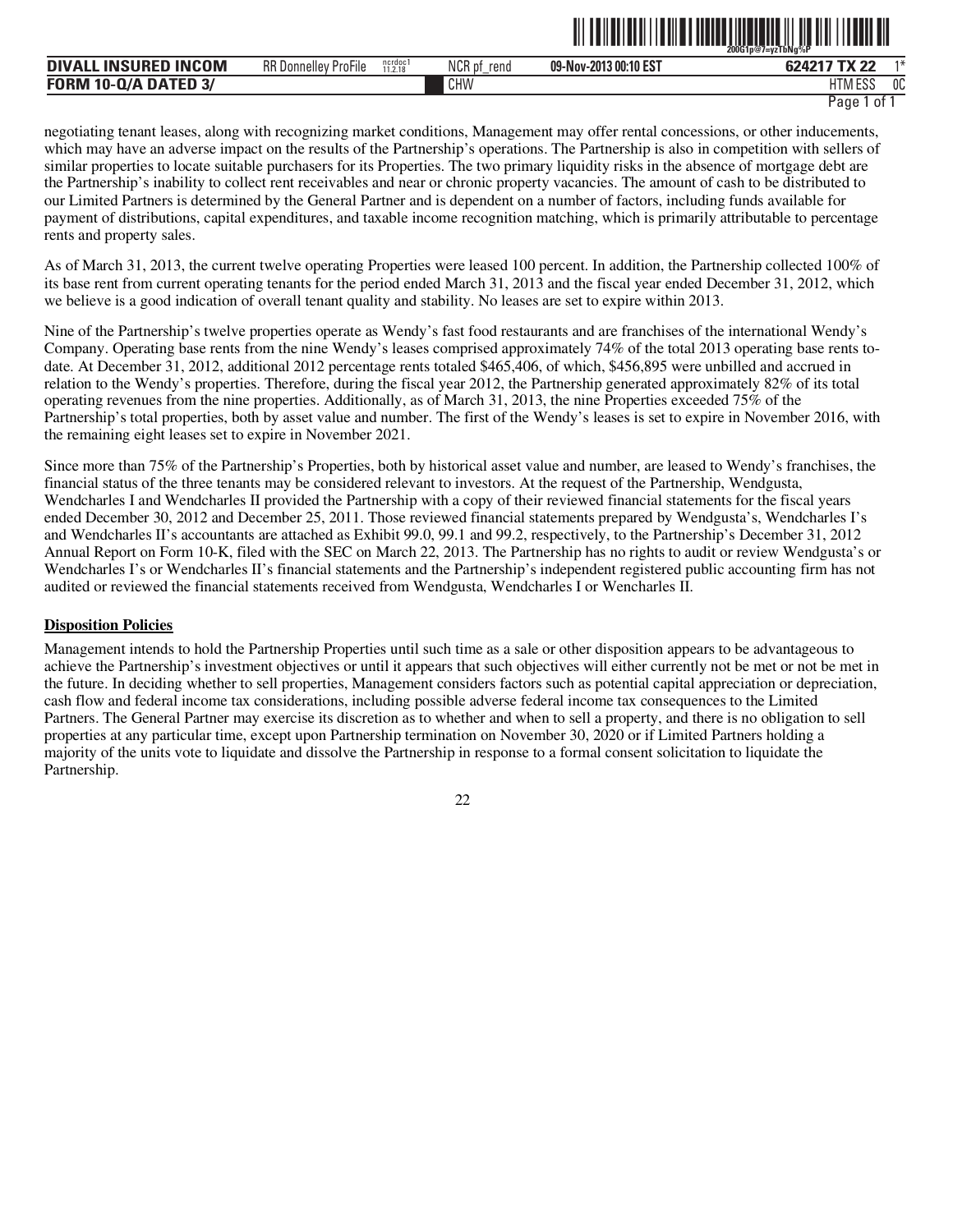negotiating tenant leases, along with recognizing market conditions, Management may offer rental concessions, or other inducements, which may have an adverse impact on the results of the Partnership's operations. The Partnership is also in competition with sellers of similar properties to locate suitable purchasers for its Properties. The two primary liquidity risks in the absence of mortgage debt are the Partnership's inability to collect rent receivables and near or chronic property vacancies. The amount of cash to be distributed to our Limited Partners is determined by the General Partner and is dependent on a number of factors, including funds available for payment of distributions, capital expenditures, and taxable income recognition matching, which is primarily attributable to percentage rents and property sales.

As of March 31, 2013, the current twelve operating Properties were leased 100 percent. In addition, the Partnership collected 100% of its base rent from current operating tenants for the period ended March 31, 2013 and the fiscal year ended December 31, 2012, which we believe is a good indication of overall tenant quality and stability. No leases are set to expire within 2013.

Nine of the Partnership's twelve properties operate as Wendy's fast food restaurants and are franchises of the international Wendy's Company. Operating base rents from the nine Wendy's leases comprised approximately 74% of the total 2013 operating base rents to-date. At December 31, 2012, additional 2012 percentage rents totaled $465,406, of which, $456,895 were unbilled and accrued in relation to the Wendy's properties. Therefore, during the fiscal year 2012, the Partnership generated approximately 82% of its total operating revenues from the nine properties. Additionally, as of March 31, 2013, the nine Properties exceeded 75% of the Partnership's total properties, both by asset value and number. The first of the Wendy's leases is set to expire in November 2016, with the remaining eight leases set to expire in November 2021.

Since more than 75% of the Partnership's Properties, both by historical asset value and number, are leased to Wendy's franchises, the financial status of the three tenants may be considered relevant to investors. At the request of the Partnership, Wendgusta, Wendcharles I and Wendcharles II provided the Partnership with a copy of their reviewed financial statements for the fiscal years ended December 30, 2012 and December 25, 2011. Those reviewed financial statements prepared by Wendgusta's, Wendcharles I's and Wendcharles II's accountants are attached as Exhibit 99.0, 99.1 and 99.2, respectively, to the Partnership's December 31, 2012 Annual Report on Form 10-K, filed with the SEC on March 22, 2013. The Partnership has no rights to audit or review Wendgusta's or Wendcharles I's or Wendcharles II's financial statements and the Partnership's independent registered public accounting firm has not audited or reviewed the financial statements received from Wendgusta, Wendcharles I or Wencharles II.

**Disposition Policies**

Management intends to hold the Partnership Properties until such time as a sale or other disposition appears to be advantageous to achieve the Partnership's investment objectives or until it appears that such objectives will either currently not be met or not be met in the future. In deciding whether to sell properties, Management considers factors such as potential capital appreciation or depreciation, cash flow and federal income tax considerations, including possible adverse federal income tax consequences to the Limited Partners. The General Partner may exercise its discretion as to whether and when to sell a property, and there is no obligation to sell properties at any particular time, except upon Partnership termination on November 30, 2020 or if Limited Partners holding a majority of the units vote to liquidate and dissolve the Partnership in response to a formal consent solicitation to liquidate the Partnership.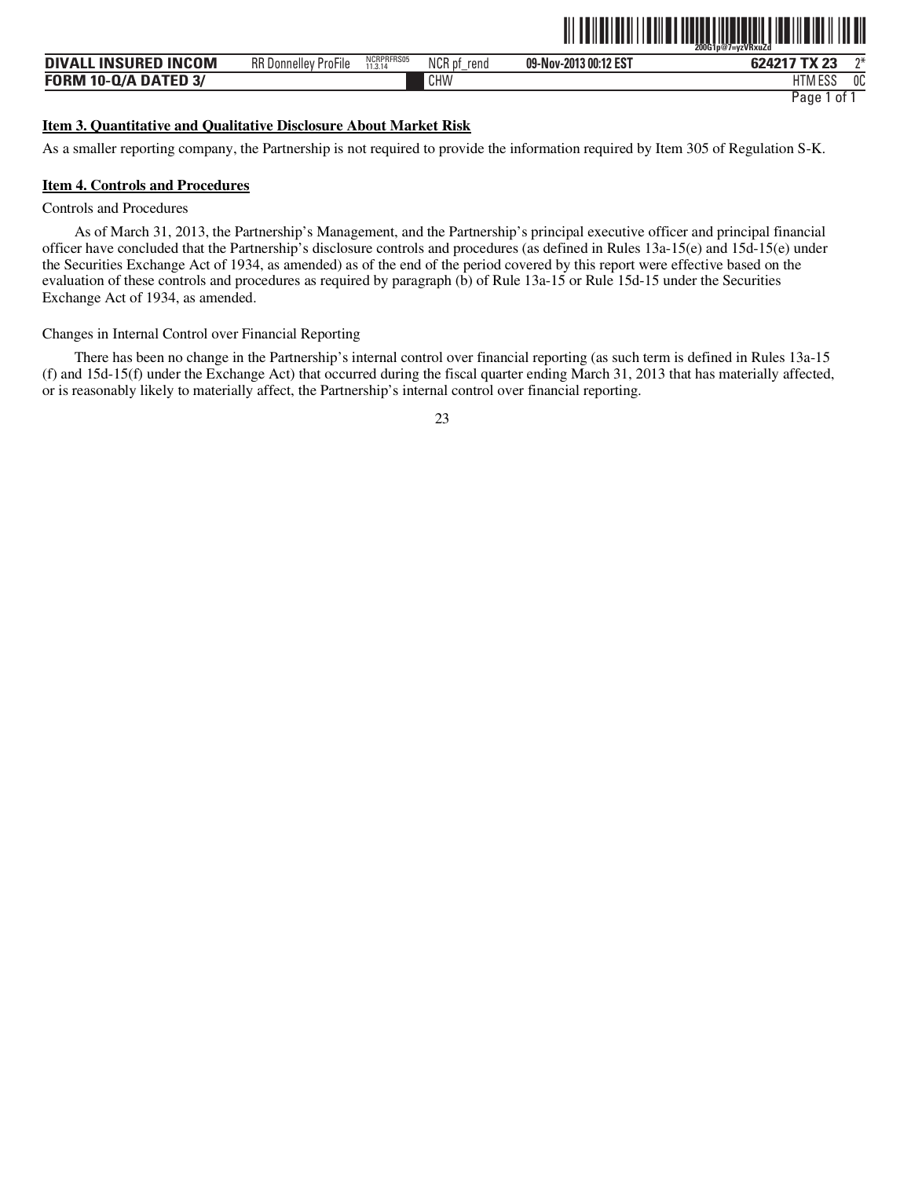**Item 3. Quantitative and Qualitative Disclosure About Market Risk**

As a smaller reporting company, the Partnership is not required to provide the information required by Item 305 of Regulation S-K.

**Item 4. Controls and Procedures**

Controls and Procedures

As of March 31, 2013, the Partnership's Management, and the Partnership's principal executive officer and principal financial officer have concluded that the Partnership's disclosure controls and procedures (as defined in Rules 13a-15(e) and 15d-15(e) under the Securities Exchange Act of 1934, as amended) as of the end of the period covered by this report were effective based on the evaluation of these controls and procedures as required by paragraph (b) of Rule 13a-15 or Rule 15d-15 under the Securities Exchange Act of 1934, as amended.

Changes in Internal Control over Financial Reporting

There has been no change in the Partnership's internal control over financial reporting (as such term is defined in Rules 13a-15 (f) and 15d-15(f) under the Exchange Act) that occurred during the fiscal quarter ending March 31, 2013 that has materially affected, or is reasonably likely to materially affect, the Partnership's internal control over financial reporting.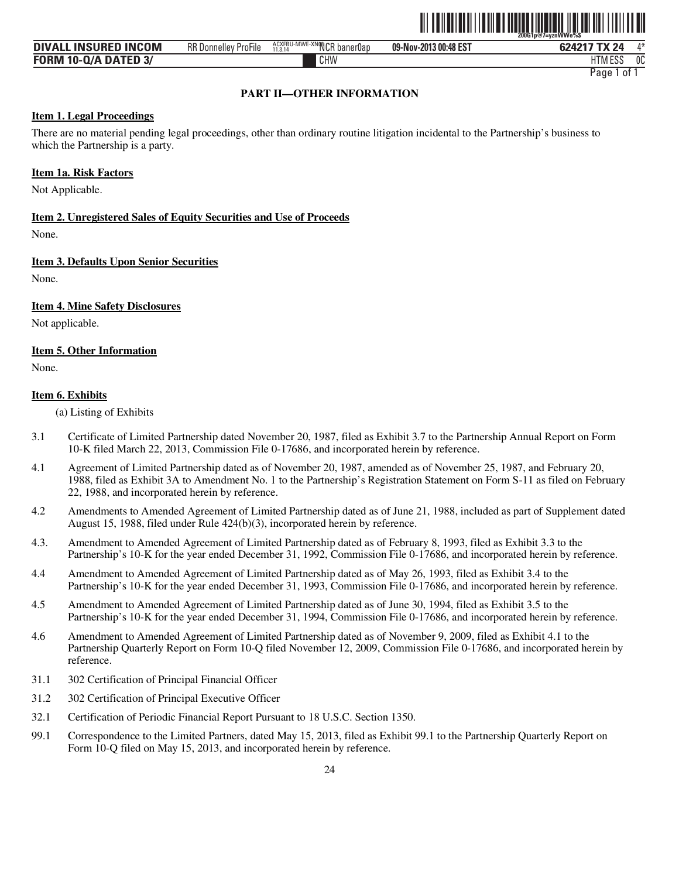## PART II—OTHER INFORMATION

**Item 1. Legal Proceedings**

There are no material pending legal proceedings, other than ordinary routine litigation incidental to the Partnership's business to which the Partnership is a party.

**Item 1a. Risk Factors**

Not Applicable.

**Item 2. Unregistered Sales of Equity Securities and Use of Proceeds**

None.

**Item 3. Defaults Upon Senior Securities**

None.

**Item 4. Mine Safety Disclosures**

Not applicable.

**Item 5. Other Information**

None.

**Item 6. Exhibits**

(a) Listing of Exhibits

3.1 Certificate of Limited Partnership dated November 20, 1987, filed as Exhibit 3.7 to the Partnership Annual Report on Form 10-K filed March 22, 2013, Commission File 0-17686, and incorporated herein by reference.

4.1 Agreement of Limited Partnership dated as of November 20, 1987, amended as of November 25, 1987, and February 20, 1988, filed as Exhibit 3A to Amendment No. 1 to the Partnership's Registration Statement on Form S-11 as filed on February 22, 1988, and incorporated herein by reference.

4.2 Amendments to Amended Agreement of Limited Partnership dated as of June 21, 1988, included as part of Supplement dated August 15, 1988, filed under Rule 424(b)(3), incorporated herein by reference.

4.3. Amendment to Amended Agreement of Limited Partnership dated as of February 8, 1993, filed as Exhibit 3.3 to the Partnership's 10-K for the year ended December 31, 1992, Commission File 0-17686, and incorporated herein by reference.

4.4 Amendment to Amended Agreement of Limited Partnership dated as of May 26, 1993, filed as Exhibit 3.4 to the Partnership's 10-K for the year ended December 31, 1993, Commission File 0-17686, and incorporated herein by reference.

4.5 Amendment to Amended Agreement of Limited Partnership dated as of June 30, 1994, filed as Exhibit 3.5 to the Partnership's 10-K for the year ended December 31, 1994, Commission File 0-17686, and incorporated herein by reference.

4.6 Amendment to Amended Agreement of Limited Partnership dated as of November 9, 2009, filed as Exhibit 4.1 to the Partnership Quarterly Report on Form 10-Q filed November 12, 2009, Commission File 0-17686, and incorporated herein by reference.

31.1 302 Certification of Principal Financial Officer

31.2 302 Certification of Principal Executive Officer

32.1 Certification of Periodic Financial Report Pursuant to 18 U.S.C. Section 1350.

99.1 Correspondence to the Limited Partners, dated May 15, 2013, filed as Exhibit 99.1 to the Partnership Quarterly Report on Form 10-Q filed on May 15, 2013, and incorporated herein by reference.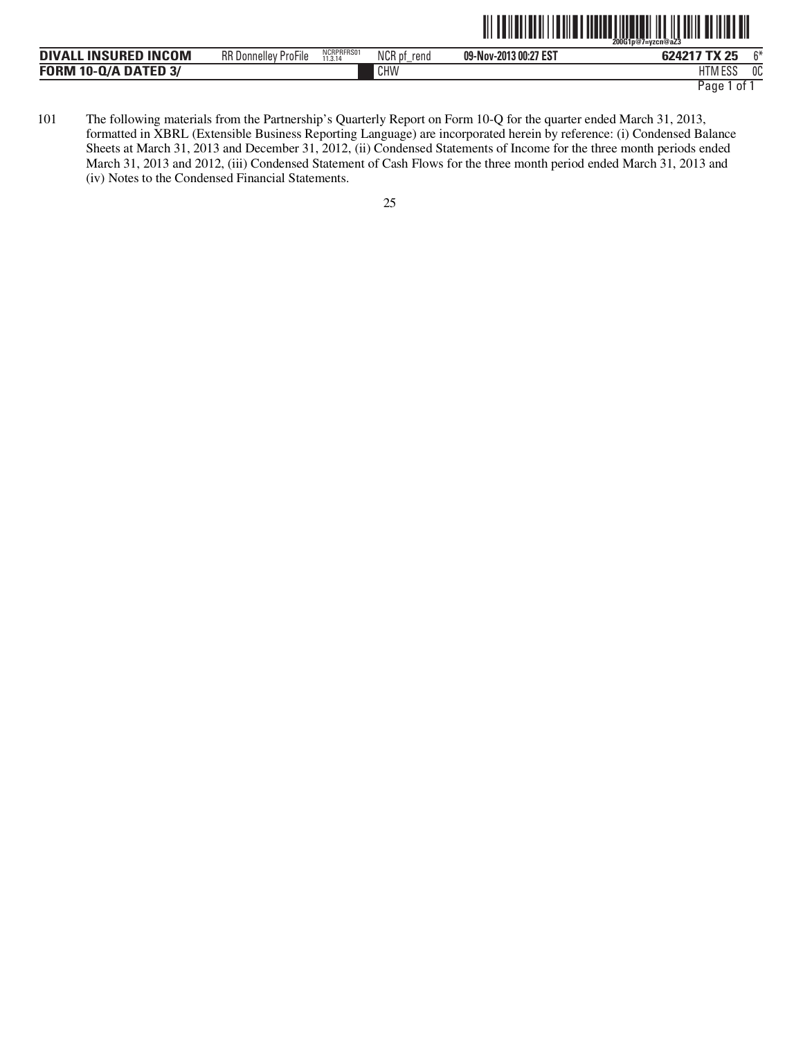101 The following materials from the Partnership's Quarterly Report on Form 10-Q for the quarter ended March 31, 2013, formatted in XBRL (Extensible Business Reporting Language) are incorporated herein by reference: (i) Condensed Balance Sheets at March 31, 2013 and December 31, 2012, (ii) Condensed Statements of Income for the three month periods ended March 31, 2013 and 2012, (iii) Condensed Statement of Cash Flows for the three month period ended March 31, 2013 and (iv) Notes to the Condensed Financial Statements.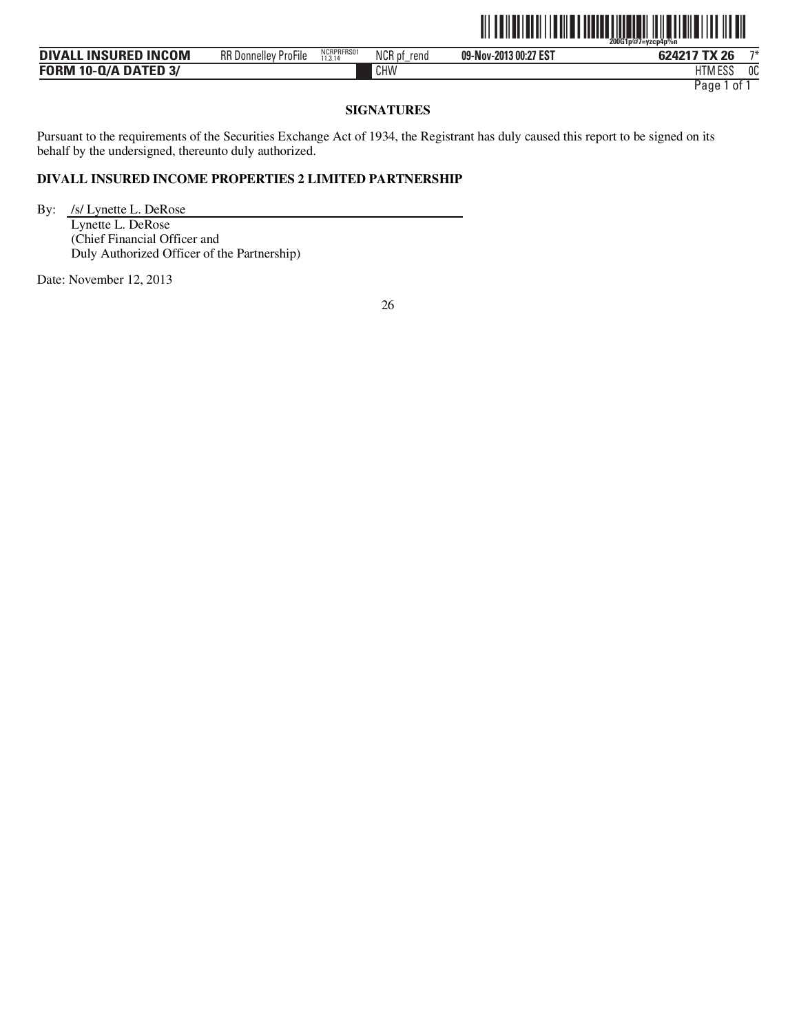## SIGNATURES

Pursuant to the requirements of the Securities Exchange Act of 1934, the Registrant has duly caused this report to be signed on its behalf by the undersigned, thereunto duly authorized.

**DIVALL INSURED INCOME PROPERTIES 2 LIMITED PARTNERSHIP**

By: /s/ Lynette L. DeRose
Lynette L. DeRose
(Chief Financial Officer and
Duly Authorized Officer of the Partnership)

Date: November 12, 2013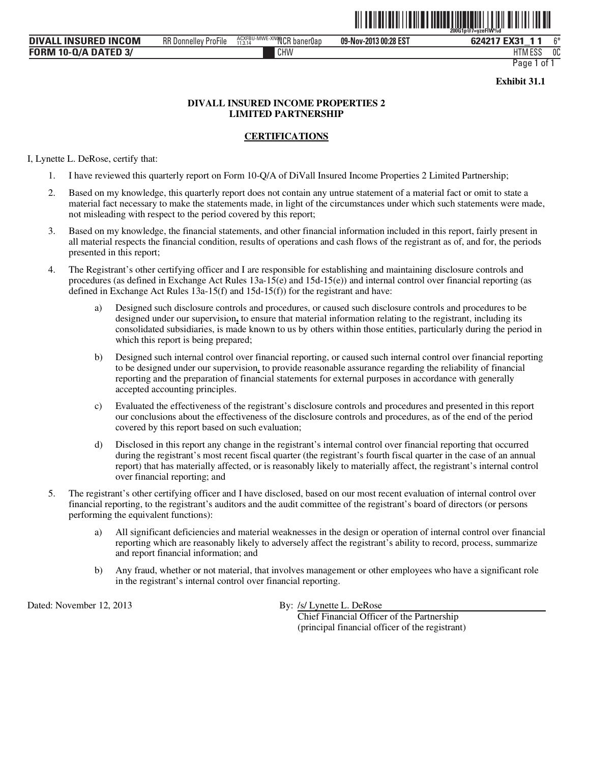**Exhibit 31.1**

**DIVALL INSURED INCOME PROPERTIES 2**
**LIMITED PARTNERSHIP**

**CERTIFICATIONS**

I, Lynette L. DeRose, certify that:

1. I have reviewed this quarterly report on Form 10-Q/A of DiVall Insured Income Properties 2 Limited Partnership;

2. Based on my knowledge, this quarterly report does not contain any untrue statement of a material fact or omit to state a material fact necessary to make the statements made, in light of the circumstances under which such statements were made, not misleading with respect to the period covered by this report;

3. Based on my knowledge, the financial statements, and other financial information included in this report, fairly present in all material respects the financial condition, results of operations and cash flows of the registrant as of, and for, the periods presented in this report;

4. The Registrant's other certifying officer and I are responsible for establishing and maintaining disclosure controls and procedures (as defined in Exchange Act Rules 13a-15(e) and 15d-15(e)) and internal control over financial reporting (as defined in Exchange Act Rules 13a-15(f) and 15d-15(f)) for the registrant and have:

   a) Designed such disclosure controls and procedures, or caused such disclosure controls and procedures to be designed under our supervision, to ensure that material information relating to the registrant, including its consolidated subsidiaries, is made known to us by others within those entities, particularly during the period in which this report is being prepared;

   b) Designed such internal control over financial reporting, or caused such internal control over financial reporting to be designed under our supervision, to provide reasonable assurance regarding the reliability of financial reporting and the preparation of financial statements for external purposes in accordance with generally accepted accounting principles.

   c) Evaluated the effectiveness of the registrant's disclosure controls and procedures and presented in this report our conclusions about the effectiveness of the disclosure controls and procedures, as of the end of the period covered by this report based on such evaluation;

   d) Disclosed in this report any change in the registrant's internal control over financial reporting that occurred during the registrant's most recent fiscal quarter (the registrant's fourth fiscal quarter in the case of an annual report) that has materially affected, or is reasonably likely to materially affect, the registrant's internal control over financial reporting; and

5. The registrant's other certifying officer and I have disclosed, based on our most recent evaluation of internal control over financial reporting, to the registrant's auditors and the audit committee of the registrant's board of directors (or persons performing the equivalent functions):

   a) All significant deficiencies and material weaknesses in the design or operation of internal control over financial reporting which are reasonably likely to adversely affect the registrant's ability to record, process, summarize and report financial information; and

   b) Any fraud, whether or not material, that involves management or other employees who have a significant role in the registrant's internal control over financial reporting.

Dated: November 12, 2013

By: /s/ Lynette L. DeRose
Chief Financial Officer of the Partnership
(principal financial officer of the registrant)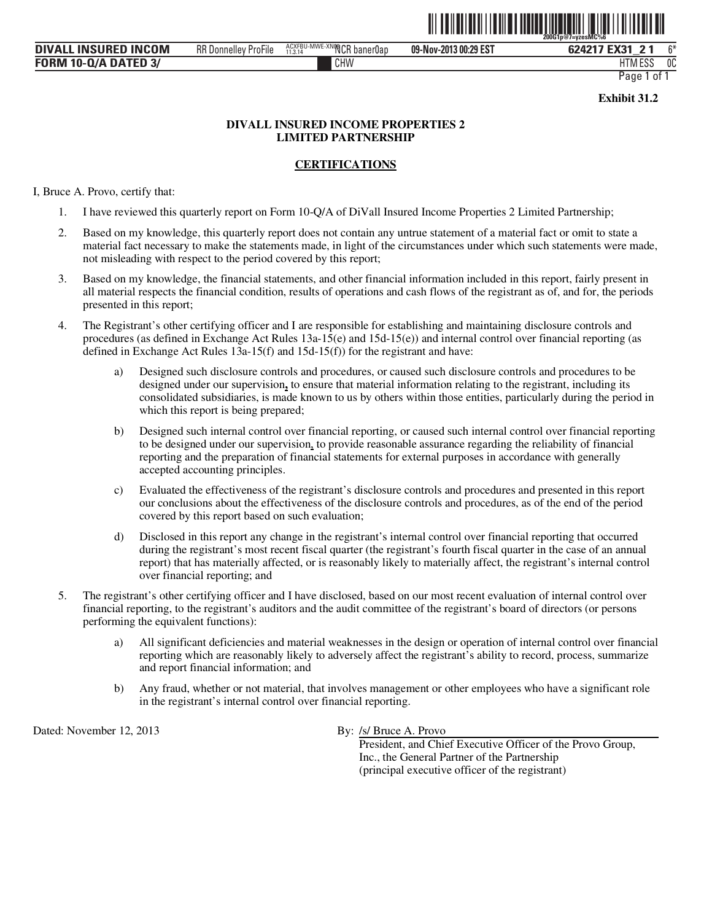**Exhibit 31.2**

**DIVALL INSURED INCOME PROPERTIES 2**
**LIMITED PARTNERSHIP**

**CERTIFICATIONS**

I, Bruce A. Provo, certify that:

1. I have reviewed this quarterly report on Form 10-Q/A of DiVall Insured Income Properties 2 Limited Partnership;

2. Based on my knowledge, this quarterly report does not contain any untrue statement of a material fact or omit to state a material fact necessary to make the statements made, in light of the circumstances under which such statements were made, not misleading with respect to the period covered by this report;

3. Based on my knowledge, the financial statements, and other financial information included in this report, fairly present in all material respects the financial condition, results of operations and cash flows of the registrant as of, and for, the periods presented in this report;

4. The Registrant's other certifying officer and I are responsible for establishing and maintaining disclosure controls and procedures (as defined in Exchange Act Rules 13a-15(e) and 15d-15(e)) and internal control over financial reporting (as defined in Exchange Act Rules 13a-15(f) and 15d-15(f)) for the registrant and have:

   a) Designed such disclosure controls and procedures, or caused such disclosure controls and procedures to be designed under our supervision, to ensure that material information relating to the registrant, including its consolidated subsidiaries, is made known to us by others within those entities, particularly during the period in which this report is being prepared;

   b) Designed such internal control over financial reporting, or caused such internal control over financial reporting to be designed under our supervision, to provide reasonable assurance regarding the reliability of financial reporting and the preparation of financial statements for external purposes in accordance with generally accepted accounting principles.

   c) Evaluated the effectiveness of the registrant's disclosure controls and procedures and presented in this report our conclusions about the effectiveness of the disclosure controls and procedures, as of the end of the period covered by this report based on such evaluation;

   d) Disclosed in this report any change in the registrant's internal control over financial reporting that occurred during the registrant's most recent fiscal quarter (the registrant's fourth fiscal quarter in the case of an annual report) that has materially affected, or is reasonably likely to materially affect, the registrant's internal control over financial reporting; and

5. The registrant's other certifying officer and I have disclosed, based on our most recent evaluation of internal control over financial reporting, to the registrant's auditors and the audit committee of the registrant's board of directors (or persons performing the equivalent functions):

   a) All significant deficiencies and material weaknesses in the design or operation of internal control over financial reporting which are reasonably likely to adversely affect the registrant's ability to record, process, summarize and report financial information; and

   b) Any fraud, whether or not material, that involves management or other employees who have a significant role in the registrant's internal control over financial reporting.

Dated: November 12, 2013

By: /s/ Bruce A. Provo
President, and Chief Executive Officer of the Provo Group, Inc., the General Partner of the Partnership
(principal executive officer of the registrant)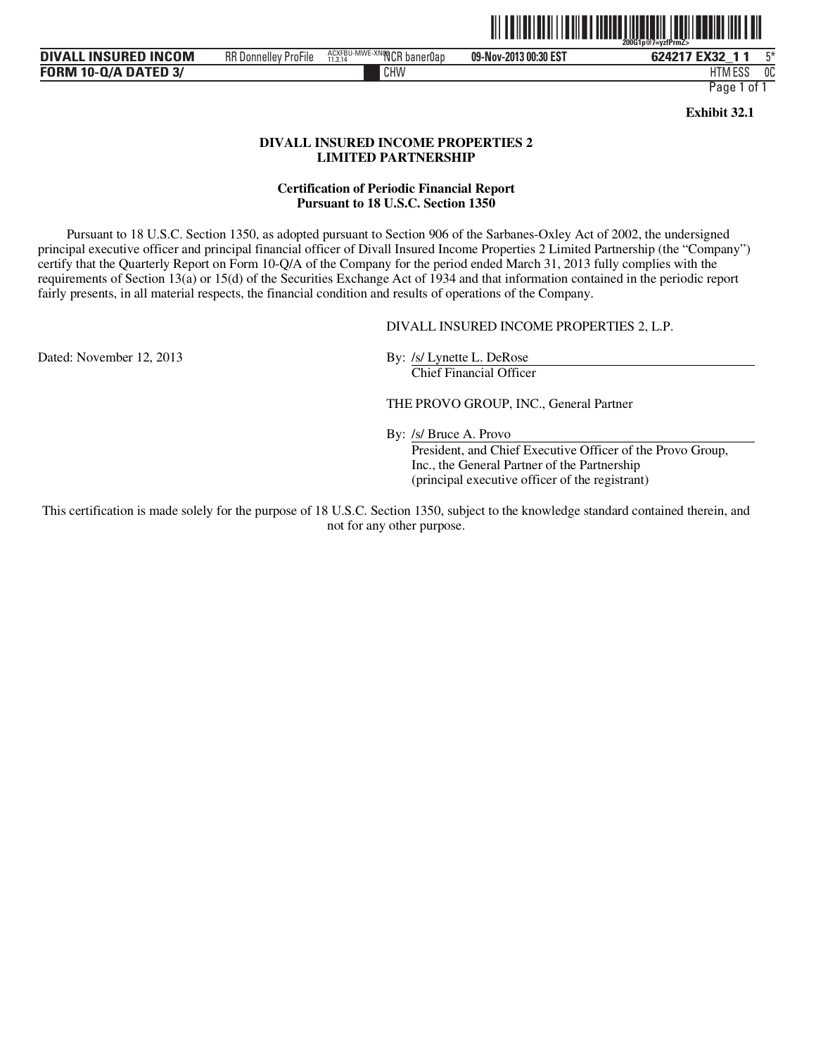**Exhibit 32.1**

**DIVALL INSURED INCOME PROPERTIES 2 LIMITED PARTNERSHIP**

**Certification of Periodic Financial Report Pursuant to 18 U.S.C. Section 1350**

Pursuant to 18 U.S.C. Section 1350, as adopted pursuant to Section 906 of the Sarbanes-Oxley Act of 2002, the undersigned principal executive officer and principal financial officer of Divall Insured Income Properties 2 Limited Partnership (the "Company") certify that the Quarterly Report on Form 10-Q/A of the Company for the period ended March 31, 2013 fully complies with the requirements of Section 13(a) or 15(d) of the Securities Exchange Act of 1934 and that information contained in the periodic report fairly presents, in all material respects, the financial condition and results of operations of the Company.

DIVALL INSURED INCOME PROPERTIES 2, L.P.

Dated: November 12, 2013

By: /s/ Lynette L. DeRose
Chief Financial Officer

THE PROVO GROUP, INC., General Partner

By: /s/ Bruce A. Provo
President, and Chief Executive Officer of the Provo Group, Inc., the General Partner of the Partnership
(principal executive officer of the registrant)

This certification is made solely for the purpose of 18 U.S.C. Section 1350, subject to the knowledge standard contained therein, and not for any other purpose.